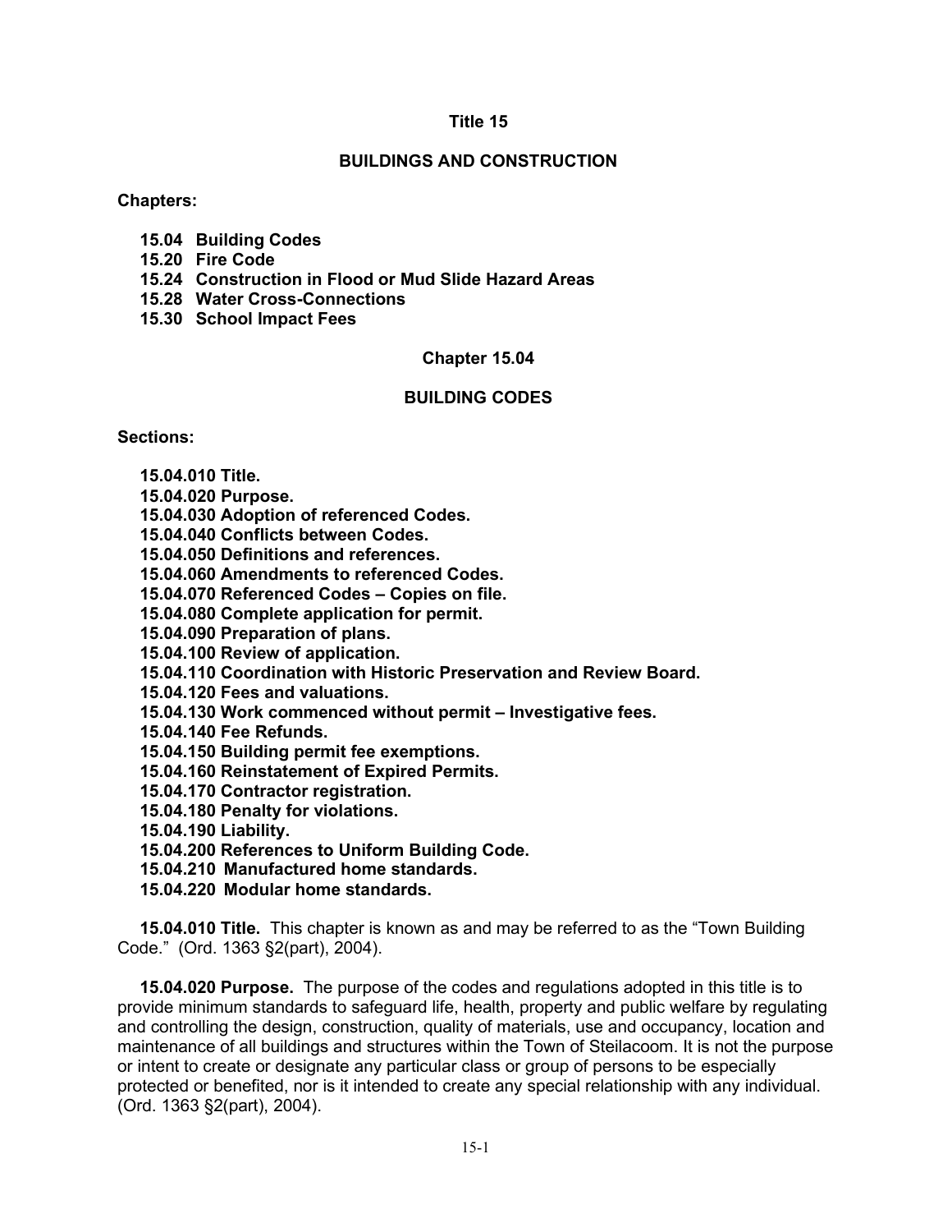# Title 15

# BUILDINGS AND CONSTRUCTION

**Chapters:**

- **15.04 Building Codes**
- **15.20 Fire Code**
- **15.24 Construction in Flood or Mud Slide Hazard Areas**
- **15.28 Water Cross-Connections**
- **15.30 School Impact Fees**

## Chapter 15.04

## BUILDING CODES

**Sections:**

- **15.04.010 Title.**
- **15.04.020 Purpose.**
- **15.04.030 Adoption of referenced Codes.**
- **15.04.040 Conflicts between Codes.**
- **15.04.050 Definitions and references.**
- **15.04.060 Amendments to referenced Codes.**
- **15.04.070 Referenced Codes – Copies on file.**
- **15.04.080 Complete application for permit.**
- **15.04.090 Preparation of plans.**
- **15.04.100 Review of application.**
- **15.04.110 Coordination with Historic Preservation and Review Board.**
- **15.04.120 Fees and valuations.**
- **15.04.130 Work commenced without permit – Investigative fees.**
- **15.04.140 Fee Refunds.**
- **15.04.150 Building permit fee exemptions.**
- **15.04.160 Reinstatement of Expired Permits.**
- **15.04.170 Contractor registration.**
- **15.04.180 Penalty for violations.**
- **15.04.190 Liability.**
- **15.04.200 References to Uniform Building Code.**
- **15.04.210 Manufactured home standards.**
- **15.04.220 Modular home standards.**

**15.04.010 Title.** This chapter is known as and may be referred to as the "Town Building Code." (Ord. 1363 §2(part), 2004).

**15.04.020 Purpose.** The purpose of the codes and regulations adopted in this title is to provide minimum standards to safeguard life, health, property and public welfare by regulating and controlling the design, construction, quality of materials, use and occupancy, location and maintenance of all buildings and structures within the Town of Steilacoom. It is not the purpose or intent to create or designate any particular class or group of persons to be especially protected or benefited, nor is it intended to create any special relationship with any individual. (Ord. 1363 §2(part), 2004).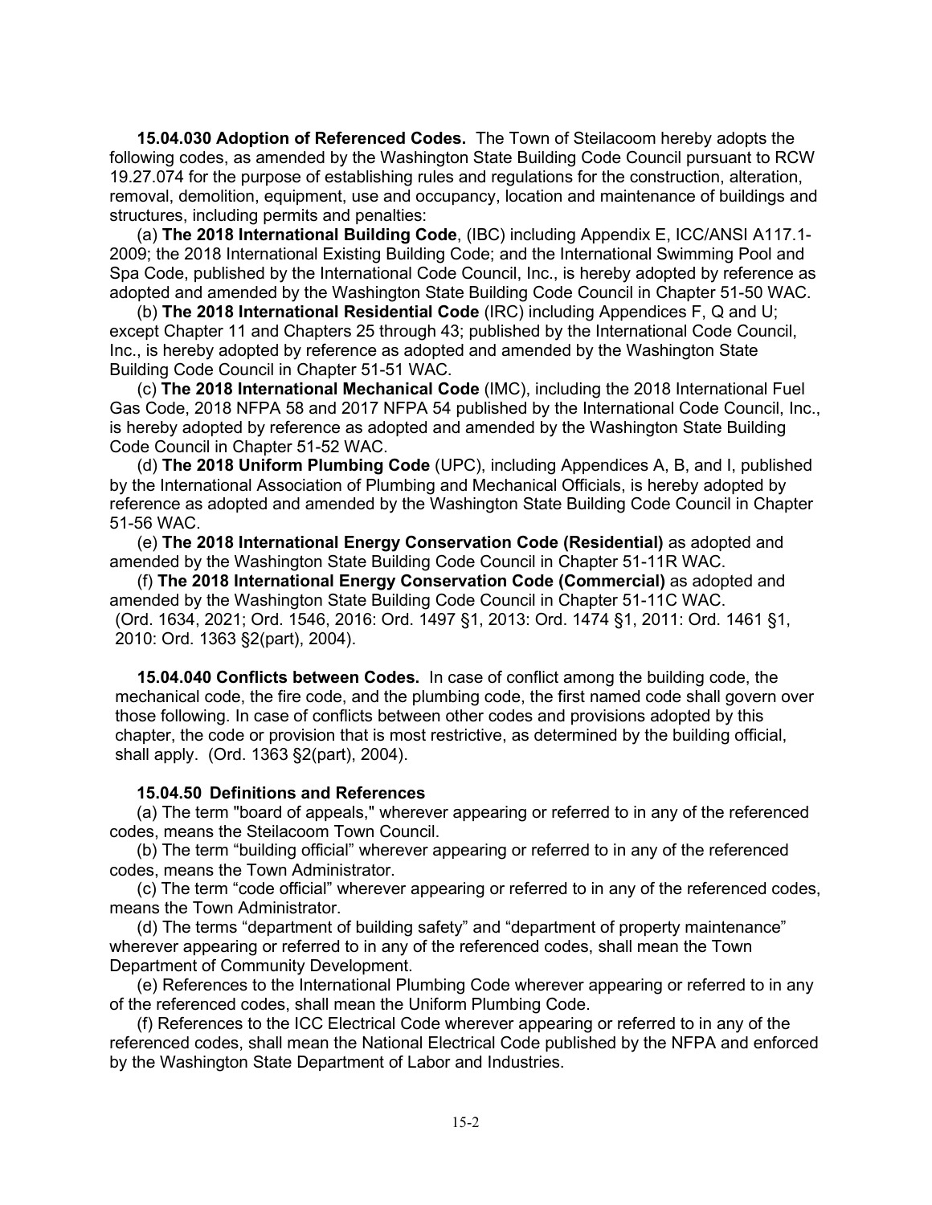**15.04.030 Adoption of Referenced Codes.** The Town of Steilacoom hereby adopts the following codes, as amended by the Washington State Building Code Council pursuant to RCW 19.27.074 for the purpose of establishing rules and regulations for the construction, alteration, removal, demolition, equipment, use and occupancy, location and maintenance of buildings and structures, including permits and penalties:

(a) **The 2018 International Building Code**, (IBC) including Appendix E, ICC/ANSI A117.1-2009; the 2018 International Existing Building Code; and the International Swimming Pool and Spa Code, published by the International Code Council, Inc., is hereby adopted by reference as adopted and amended by the Washington State Building Code Council in Chapter 51-50 WAC.

(b) **The 2018 International Residential Code** (IRC) including Appendices F, Q and U; except Chapter 11 and Chapters 25 through 43; published by the International Code Council, Inc., is hereby adopted by reference as adopted and amended by the Washington State Building Code Council in Chapter 51-51 WAC.

(c) **The 2018 International Mechanical Code** (IMC), including the 2018 International Fuel Gas Code, 2018 NFPA 58 and 2017 NFPA 54 published by the International Code Council, Inc., is hereby adopted by reference as adopted and amended by the Washington State Building Code Council in Chapter 51-52 WAC.

(d) **The 2018 Uniform Plumbing Code** (UPC), including Appendices A, B, and I, published by the International Association of Plumbing and Mechanical Officials, is hereby adopted by reference as adopted and amended by the Washington State Building Code Council in Chapter 51-56 WAC.

(e) **The 2018 International Energy Conservation Code (Residential)** as adopted and amended by the Washington State Building Code Council in Chapter 51-11R WAC.

(f) **The 2018 International Energy Conservation Code (Commercial)** as adopted and amended by the Washington State Building Code Council in Chapter 51-11C WAC.

(Ord. 1634, 2021; Ord. 1546, 2016: Ord. 1497 §1, 2013: Ord. 1474 §1, 2011: Ord. 1461 §1, 2010: Ord. 1363 §2(part), 2004).

**15.04.040 Conflicts between Codes.** In case of conflict among the building code, the mechanical code, the fire code, and the plumbing code, the first named code shall govern over those following. In case of conflicts between other codes and provisions adopted by this chapter, the code or provision that is most restrictive, as determined by the building official, shall apply. (Ord. 1363 §2(part), 2004).

**15.04.50 Definitions and References**

(a) The term "board of appeals," wherever appearing or referred to in any of the referenced codes, means the Steilacoom Town Council.

(b) The term "building official" wherever appearing or referred to in any of the referenced codes, means the Town Administrator.

(c) The term "code official" wherever appearing or referred to in any of the referenced codes, means the Town Administrator.

(d) The terms "department of building safety" and "department of property maintenance" wherever appearing or referred to in any of the referenced codes, shall mean the Town Department of Community Development.

(e) References to the International Plumbing Code wherever appearing or referred to in any of the referenced codes, shall mean the Uniform Plumbing Code.

(f) References to the ICC Electrical Code wherever appearing or referred to in any of the referenced codes, shall mean the National Electrical Code published by the NFPA and enforced by the Washington State Department of Labor and Industries.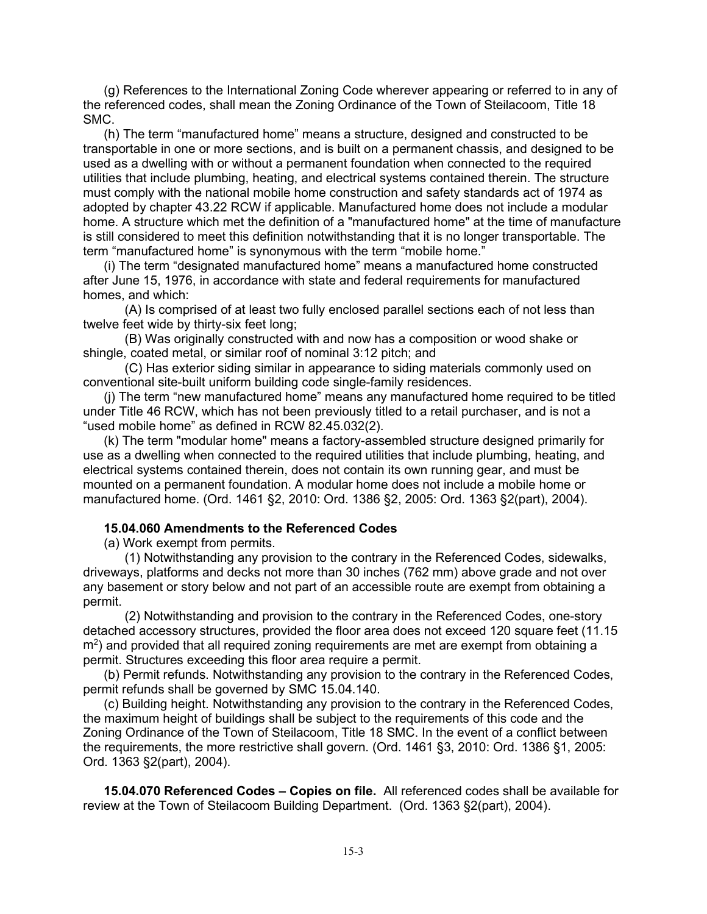(g) References to the International Zoning Code wherever appearing or referred to in any of the referenced codes, shall mean the Zoning Ordinance of the Town of Steilacoom, Title 18 SMC.

(h) The term "manufactured home" means a structure, designed and constructed to be transportable in one or more sections, and is built on a permanent chassis, and designed to be used as a dwelling with or without a permanent foundation when connected to the required utilities that include plumbing, heating, and electrical systems contained therein. The structure must comply with the national mobile home construction and safety standards act of 1974 as adopted by chapter 43.22 RCW if applicable. Manufactured home does not include a modular home. A structure which met the definition of a "manufactured home" at the time of manufacture is still considered to meet this definition notwithstanding that it is no longer transportable. The term "manufactured home" is synonymous with the term "mobile home."

(i) The term "designated manufactured home" means a manufactured home constructed after June 15, 1976, in accordance with state and federal requirements for manufactured homes, and which:

(A) Is comprised of at least two fully enclosed parallel sections each of not less than twelve feet wide by thirty-six feet long;

(B) Was originally constructed with and now has a composition or wood shake or shingle, coated metal, or similar roof of nominal 3:12 pitch; and

(C) Has exterior siding similar in appearance to siding materials commonly used on conventional site-built uniform building code single-family residences.

(j) The term "new manufactured home" means any manufactured home required to be titled under Title 46 RCW, which has not been previously titled to a retail purchaser, and is not a "used mobile home" as defined in RCW 82.45.032(2).

(k) The term "modular home" means a factory-assembled structure designed primarily for use as a dwelling when connected to the required utilities that include plumbing, heating, and electrical systems contained therein, does not contain its own running gear, and must be mounted on a permanent foundation. A modular home does not include a mobile home or manufactured home. (Ord. 1461 §2, 2010: Ord. 1386 §2, 2005: Ord. 1363 §2(part), 2004).

**15.04.060 Amendments to the Referenced Codes**

(a) Work exempt from permits.

(1) Notwithstanding any provision to the contrary in the Referenced Codes, sidewalks, driveways, platforms and decks not more than 30 inches (762 mm) above grade and not over any basement or story below and not part of an accessible route are exempt from obtaining a permit.

(2) Notwithstanding and provision to the contrary in the Referenced Codes, one-story detached accessory structures, provided the floor area does not exceed 120 square feet (11.15 $m^2$) and provided that all required zoning requirements are met are exempt from obtaining a permit. Structures exceeding this floor area require a permit.

(b) Permit refunds. Notwithstanding any provision to the contrary in the Referenced Codes, permit refunds shall be governed by SMC 15.04.140.

(c) Building height. Notwithstanding any provision to the contrary in the Referenced Codes, the maximum height of buildings shall be subject to the requirements of this code and the Zoning Ordinance of the Town of Steilacoom, Title 18 SMC. In the event of a conflict between the requirements, the more restrictive shall govern. (Ord. 1461 §3, 2010: Ord. 1386 §1, 2005: Ord. 1363 §2(part), 2004).

**15.04.070 Referenced Codes – Copies on file.** All referenced codes shall be available for review at the Town of Steilacoom Building Department. (Ord. 1363 §2(part), 2004).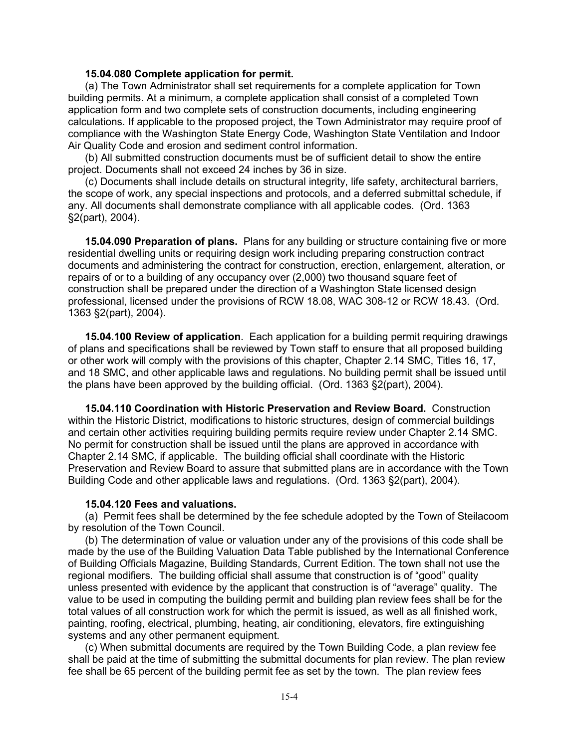**15.04.080 Complete application for permit.**

(a) The Town Administrator shall set requirements for a complete application for Town building permits. At a minimum, a complete application shall consist of a completed Town application form and two complete sets of construction documents, including engineering calculations. If applicable to the proposed project, the Town Administrator may require proof of compliance with the Washington State Energy Code, Washington State Ventilation and Indoor Air Quality Code and erosion and sediment control information.

(b) All submitted construction documents must be of sufficient detail to show the entire project. Documents shall not exceed 24 inches by 36 in size.

(c) Documents shall include details on structural integrity, life safety, architectural barriers, the scope of work, any special inspections and protocols, and a deferred submittal schedule, if any. All documents shall demonstrate compliance with all applicable codes. (Ord. 1363 §2(part), 2004).

**15.04.090 Preparation of plans.** Plans for any building or structure containing five or more residential dwelling units or requiring design work including preparing construction contract documents and administering the contract for construction, erection, enlargement, alteration, or repairs of or to a building of any occupancy over (2,000) two thousand square feet of construction shall be prepared under the direction of a Washington State licensed design professional, licensed under the provisions of RCW 18.08, WAC 308-12 or RCW 18.43. (Ord. 1363 §2(part), 2004).

**15.04.100 Review of application**. Each application for a building permit requiring drawings of plans and specifications shall be reviewed by Town staff to ensure that all proposed building or other work will comply with the provisions of this chapter, Chapter 2.14 SMC, Titles 16, 17, and 18 SMC, and other applicable laws and regulations. No building permit shall be issued until the plans have been approved by the building official. (Ord. 1363 §2(part), 2004).

**15.04.110 Coordination with Historic Preservation and Review Board.** Construction within the Historic District, modifications to historic structures, design of commercial buildings and certain other activities requiring building permits require review under Chapter 2.14 SMC. No permit for construction shall be issued until the plans are approved in accordance with Chapter 2.14 SMC, if applicable. The building official shall coordinate with the Historic Preservation and Review Board to assure that submitted plans are in accordance with the Town Building Code and other applicable laws and regulations. (Ord. 1363 §2(part), 2004).

**15.04.120 Fees and valuations.**

(a) Permit fees shall be determined by the fee schedule adopted by the Town of Steilacoom by resolution of the Town Council.

(b) The determination of value or valuation under any of the provisions of this code shall be made by the use of the Building Valuation Data Table published by the International Conference of Building Officials Magazine, Building Standards, Current Edition. The town shall not use the regional modifiers. The building official shall assume that construction is of "good" quality unless presented with evidence by the applicant that construction is of "average" quality. The value to be used in computing the building permit and building plan review fees shall be for the total values of all construction work for which the permit is issued, as well as all finished work, painting, roofing, electrical, plumbing, heating, air conditioning, elevators, fire extinguishing systems and any other permanent equipment.

(c) When submittal documents are required by the Town Building Code, a plan review fee shall be paid at the time of submitting the submittal documents for plan review. The plan review fee shall be 65 percent of the building permit fee as set by the town. The plan review fees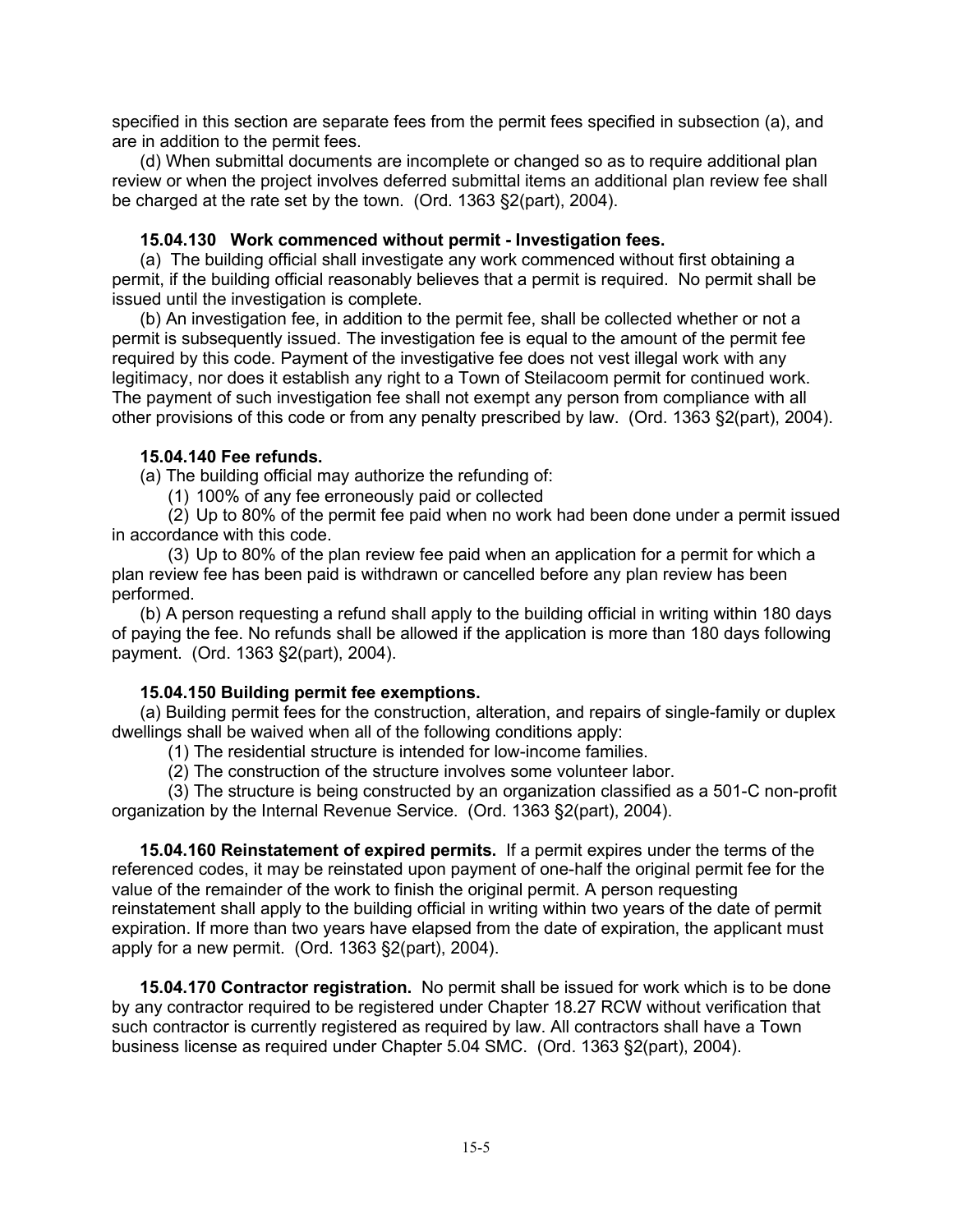specified in this section are separate fees from the permit fees specified in subsection (a), and are in addition to the permit fees.

(d) When submittal documents are incomplete or changed so as to require additional plan review or when the project involves deferred submittal items an additional plan review fee shall be charged at the rate set by the town. (Ord. 1363 §2(part), 2004).

**15.04.130 Work commenced without permit - Investigation fees.**

(a) The building official shall investigate any work commenced without first obtaining a permit, if the building official reasonably believes that a permit is required. No permit shall be issued until the investigation is complete.

(b) An investigation fee, in addition to the permit fee, shall be collected whether or not a permit is subsequently issued. The investigation fee is equal to the amount of the permit fee required by this code. Payment of the investigative fee does not vest illegal work with any legitimacy, nor does it establish any right to a Town of Steilacoom permit for continued work. The payment of such investigation fee shall not exempt any person from compliance with all other provisions of this code or from any penalty prescribed by law. (Ord. 1363 §2(part), 2004).

**15.04.140 Fee refunds.**

(a) The building official may authorize the refunding of:

(1) 100% of any fee erroneously paid or collected

(2) Up to 80% of the permit fee paid when no work had been done under a permit issued in accordance with this code.

(3) Up to 80% of the plan review fee paid when an application for a permit for which a plan review fee has been paid is withdrawn or cancelled before any plan review has been performed.

(b) A person requesting a refund shall apply to the building official in writing within 180 days of paying the fee. No refunds shall be allowed if the application is more than 180 days following payment. (Ord. 1363 §2(part), 2004).

**15.04.150 Building permit fee exemptions.**

(a) Building permit fees for the construction, alteration, and repairs of single-family or duplex dwellings shall be waived when all of the following conditions apply:

(1) The residential structure is intended for low-income families.

(2) The construction of the structure involves some volunteer labor.

(3) The structure is being constructed by an organization classified as a 501-C non-profit organization by the Internal Revenue Service. (Ord. 1363 §2(part), 2004).

**15.04.160 Reinstatement of expired permits.** If a permit expires under the terms of the referenced codes, it may be reinstated upon payment of one-half the original permit fee for the value of the remainder of the work to finish the original permit. A person requesting reinstatement shall apply to the building official in writing within two years of the date of permit expiration. If more than two years have elapsed from the date of expiration, the applicant must apply for a new permit. (Ord. 1363 §2(part), 2004).

**15.04.170 Contractor registration.** No permit shall be issued for work which is to be done by any contractor required to be registered under Chapter 18.27 RCW without verification that such contractor is currently registered as required by law. All contractors shall have a Town business license as required under Chapter 5.04 SMC. (Ord. 1363 §2(part), 2004).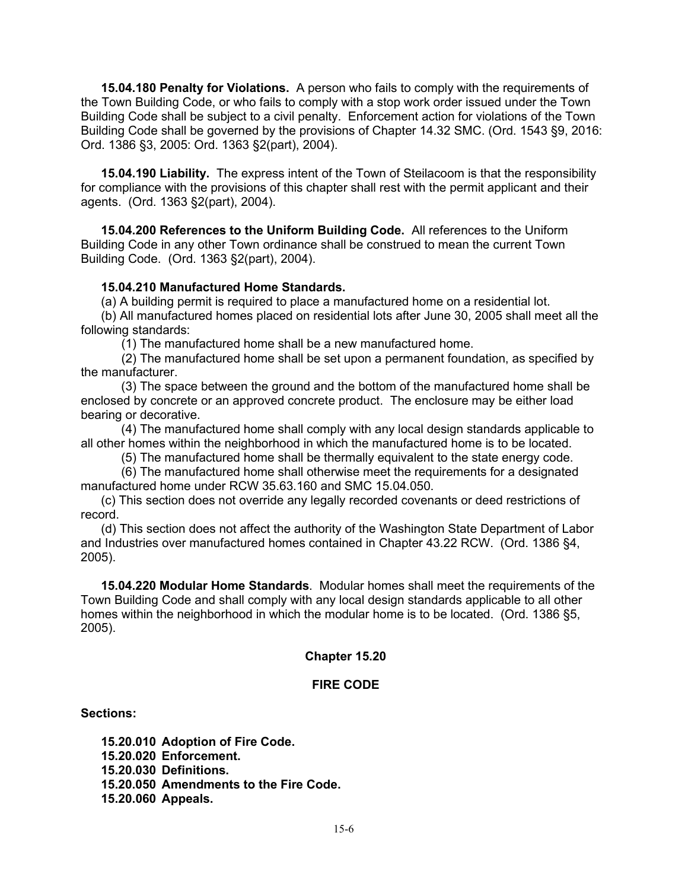**15.04.180 Penalty for Violations.** A person who fails to comply with the requirements of the Town Building Code, or who fails to comply with a stop work order issued under the Town Building Code shall be subject to a civil penalty. Enforcement action for violations of the Town Building Code shall be governed by the provisions of Chapter 14.32 SMC. (Ord. 1543 §9, 2016: Ord. 1386 §3, 2005: Ord. 1363 §2(part), 2004).

**15.04.190 Liability.** The express intent of the Town of Steilacoom is that the responsibility for compliance with the provisions of this chapter shall rest with the permit applicant and their agents. (Ord. 1363 §2(part), 2004).

**15.04.200 References to the Uniform Building Code.** All references to the Uniform Building Code in any other Town ordinance shall be construed to mean the current Town Building Code. (Ord. 1363 §2(part), 2004).

**15.04.210 Manufactured Home Standards.**

(a) A building permit is required to place a manufactured home on a residential lot.

(b) All manufactured homes placed on residential lots after June 30, 2005 shall meet all the following standards:

(1) The manufactured home shall be a new manufactured home.

(2) The manufactured home shall be set upon a permanent foundation, as specified by the manufacturer.

(3) The space between the ground and the bottom of the manufactured home shall be enclosed by concrete or an approved concrete product. The enclosure may be either load bearing or decorative.

(4) The manufactured home shall comply with any local design standards applicable to all other homes within the neighborhood in which the manufactured home is to be located.

(5) The manufactured home shall be thermally equivalent to the state energy code.

(6) The manufactured home shall otherwise meet the requirements for a designated manufactured home under RCW 35.63.160 and SMC 15.04.050.

(c) This section does not override any legally recorded covenants or deed restrictions of record.

(d) This section does not affect the authority of the Washington State Department of Labor and Industries over manufactured homes contained in Chapter 43.22 RCW. (Ord. 1386 §4, 2005).

**15.04.220 Modular Home Standards**. Modular homes shall meet the requirements of the Town Building Code and shall comply with any local design standards applicable to all other homes within the neighborhood in which the modular home is to be located. (Ord. 1386 §5, 2005).

## Chapter 15.20

## FIRE CODE

**Sections:**

**15.20.010 Adoption of Fire Code.**
**15.20.020 Enforcement.**
**15.20.030 Definitions.**
**15.20.050 Amendments to the Fire Code.**
**15.20.060 Appeals.**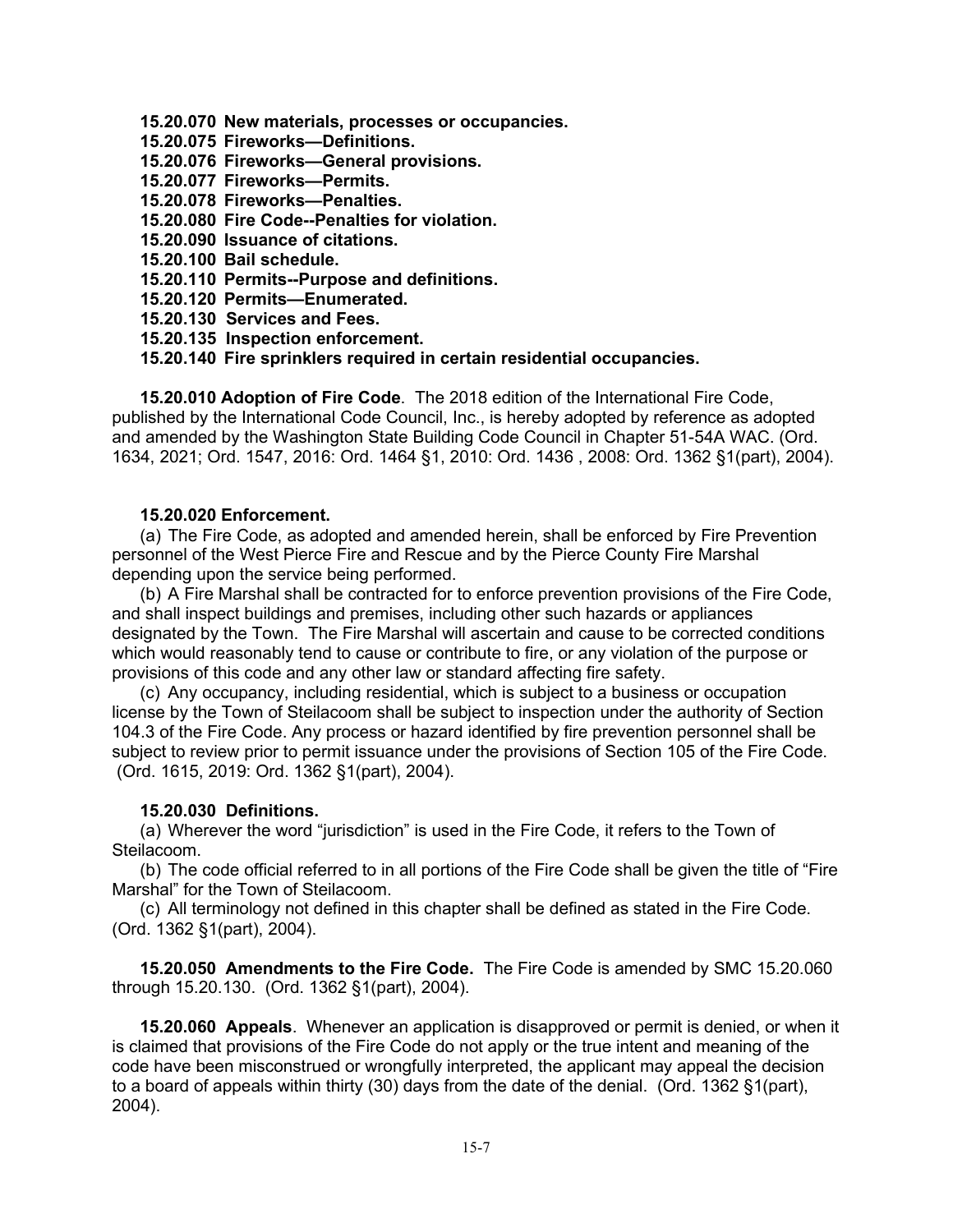**15.20.070 New materials, processes or occupancies.**
**15.20.075 Fireworks—Definitions.**
**15.20.076 Fireworks—General provisions.**
**15.20.077 Fireworks—Permits.**
**15.20.078 Fireworks—Penalties.**
**15.20.080 Fire Code--Penalties for violation.**
**15.20.090 Issuance of citations.**
**15.20.100 Bail schedule.**
**15.20.110 Permits--Purpose and definitions.**
**15.20.120 Permits—Enumerated.**
**15.20.130 Services and Fees.**
**15.20.135 Inspection enforcement.**
**15.20.140 Fire sprinklers required in certain residential occupancies.**

**15.20.010 Adoption of Fire Code**. The 2018 edition of the International Fire Code, published by the International Code Council, Inc., is hereby adopted by reference as adopted and amended by the Washington State Building Code Council in Chapter 51-54A WAC. (Ord. 1634, 2021; Ord. 1547, 2016: Ord. 1464 §1, 2010: Ord. 1436 , 2008: Ord. 1362 §1(part), 2004).

**15.20.020 Enforcement.**

(a) The Fire Code, as adopted and amended herein, shall be enforced by Fire Prevention personnel of the West Pierce Fire and Rescue and by the Pierce County Fire Marshal depending upon the service being performed.

(b) A Fire Marshal shall be contracted for to enforce prevention provisions of the Fire Code, and shall inspect buildings and premises, including other such hazards or appliances designated by the Town. The Fire Marshal will ascertain and cause to be corrected conditions which would reasonably tend to cause or contribute to fire, or any violation of the purpose or provisions of this code and any other law or standard affecting fire safety.

(c) Any occupancy, including residential, which is subject to a business or occupation license by the Town of Steilacoom shall be subject to inspection under the authority of Section 104.3 of the Fire Code. Any process or hazard identified by fire prevention personnel shall be subject to review prior to permit issuance under the provisions of Section 105 of the Fire Code. (Ord. 1615, 2019: Ord. 1362 §1(part), 2004).

**15.20.030 Definitions.**

(a) Wherever the word "jurisdiction" is used in the Fire Code, it refers to the Town of Steilacoom.

(b) The code official referred to in all portions of the Fire Code shall be given the title of "Fire Marshal" for the Town of Steilacoom.

(c) All terminology not defined in this chapter shall be defined as stated in the Fire Code. (Ord. 1362 §1(part), 2004).

**15.20.050 Amendments to the Fire Code.** The Fire Code is amended by SMC 15.20.060 through 15.20.130. (Ord. 1362 §1(part), 2004).

**15.20.060 Appeals**. Whenever an application is disapproved or permit is denied, or when it is claimed that provisions of the Fire Code do not apply or the true intent and meaning of the code have been misconstrued or wrongfully interpreted, the applicant may appeal the decision to a board of appeals within thirty (30) days from the date of the denial. (Ord. 1362 §1(part), 2004).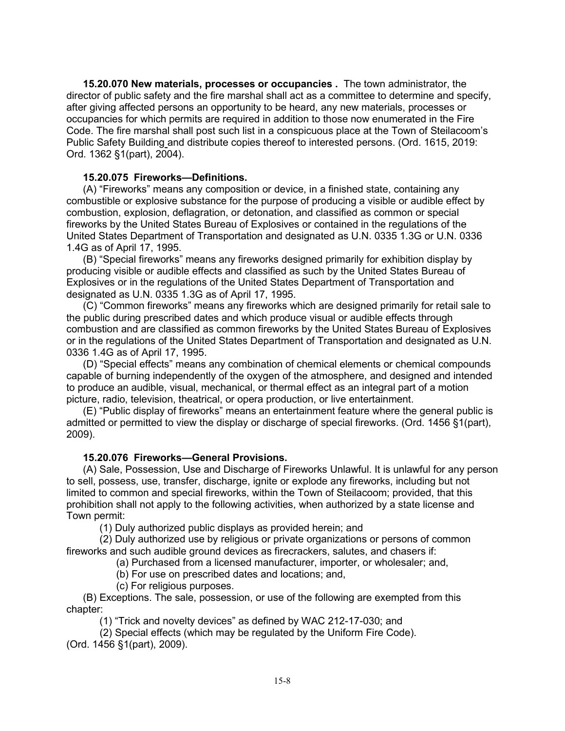**15.20.070 New materials, processes or occupancies .** The town administrator, the director of public safety and the fire marshal shall act as a committee to determine and specify, after giving affected persons an opportunity to be heard, any new materials, processes or occupancies for which permits are required in addition to those now enumerated in the Fire Code. The fire marshal shall post such list in a conspicuous place at the Town of Steilacoom's Public Safety Building and distribute copies thereof to interested persons. (Ord. 1615, 2019: Ord. 1362 §1(part), 2004).

**15.20.075 Fireworks—Definitions.**

(A) "Fireworks" means any composition or device, in a finished state, containing any combustible or explosive substance for the purpose of producing a visible or audible effect by combustion, explosion, deflagration, or detonation, and classified as common or special fireworks by the United States Bureau of Explosives or contained in the regulations of the United States Department of Transportation and designated as U.N. 0335 1.3G or U.N. 0336 1.4G as of April 17, 1995.

(B) "Special fireworks" means any fireworks designed primarily for exhibition display by producing visible or audible effects and classified as such by the United States Bureau of Explosives or in the regulations of the United States Department of Transportation and designated as U.N. 0335 1.3G as of April 17, 1995.

(C) "Common fireworks" means any fireworks which are designed primarily for retail sale to the public during prescribed dates and which produce visual or audible effects through combustion and are classified as common fireworks by the United States Bureau of Explosives or in the regulations of the United States Department of Transportation and designated as U.N. 0336 1.4G as of April 17, 1995.

(D) "Special effects" means any combination of chemical elements or chemical compounds capable of burning independently of the oxygen of the atmosphere, and designed and intended to produce an audible, visual, mechanical, or thermal effect as an integral part of a motion picture, radio, television, theatrical, or opera production, or live entertainment.

(E) "Public display of fireworks" means an entertainment feature where the general public is admitted or permitted to view the display or discharge of special fireworks. (Ord. 1456 §1(part), 2009).

**15.20.076 Fireworks—General Provisions.**

(A) Sale, Possession, Use and Discharge of Fireworks Unlawful. It is unlawful for any person to sell, possess, use, transfer, discharge, ignite or explode any fireworks, including but not limited to common and special fireworks, within the Town of Steilacoom; provided, that this prohibition shall not apply to the following activities, when authorized by a state license and Town permit:

(1) Duly authorized public displays as provided herein; and

(2) Duly authorized use by religious or private organizations or persons of common fireworks and such audible ground devices as firecrackers, salutes, and chasers if:

(a) Purchased from a licensed manufacturer, importer, or wholesaler; and,

(b) For use on prescribed dates and locations; and,

(c) For religious purposes.

(B) Exceptions. The sale, possession, or use of the following are exempted from this chapter:

(1) "Trick and novelty devices" as defined by WAC 212-17-030; and

(2) Special effects (which may be regulated by the Uniform Fire Code).

(Ord. 1456 §1(part), 2009).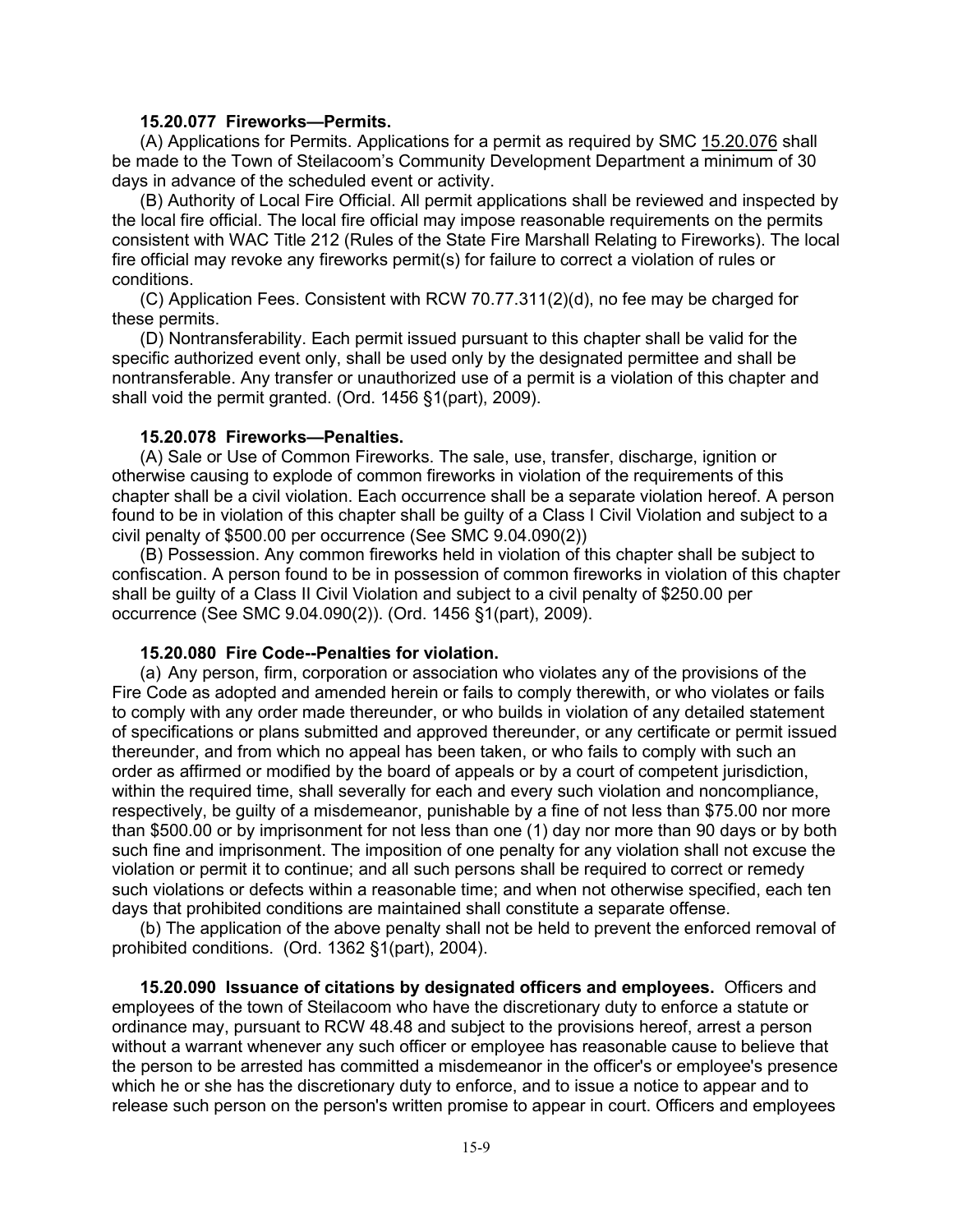**15.20.077 Fireworks—Permits.**

(A) Applications for Permits. Applications for a permit as required by SMC 15.20.076 shall be made to the Town of Steilacoom's Community Development Department a minimum of 30 days in advance of the scheduled event or activity.

(B) Authority of Local Fire Official. All permit applications shall be reviewed and inspected by the local fire official. The local fire official may impose reasonable requirements on the permits consistent with WAC Title 212 (Rules of the State Fire Marshall Relating to Fireworks). The local fire official may revoke any fireworks permit(s) for failure to correct a violation of rules or conditions.

(C) Application Fees. Consistent with RCW 70.77.311(2)(d), no fee may be charged for these permits.

(D) Nontransferability. Each permit issued pursuant to this chapter shall be valid for the specific authorized event only, shall be used only by the designated permittee and shall be nontransferable. Any transfer or unauthorized use of a permit is a violation of this chapter and shall void the permit granted. (Ord. 1456 §1(part), 2009).

**15.20.078 Fireworks—Penalties.**

(A) Sale or Use of Common Fireworks. The sale, use, transfer, discharge, ignition or otherwise causing to explode of common fireworks in violation of the requirements of this chapter shall be a civil violation. Each occurrence shall be a separate violation hereof. A person found to be in violation of this chapter shall be guilty of a Class I Civil Violation and subject to a civil penalty of $500.00 per occurrence (See SMC 9.04.090(2))

(B) Possession. Any common fireworks held in violation of this chapter shall be subject to confiscation. A person found to be in possession of common fireworks in violation of this chapter shall be guilty of a Class II Civil Violation and subject to a civil penalty of $250.00 per occurrence (See SMC 9.04.090(2)). (Ord. 1456 §1(part), 2009).

**15.20.080 Fire Code--Penalties for violation.**

(a) Any person, firm, corporation or association who violates any of the provisions of the Fire Code as adopted and amended herein or fails to comply therewith, or who violates or fails to comply with any order made thereunder, or who builds in violation of any detailed statement of specifications or plans submitted and approved thereunder, or any certificate or permit issued thereunder, and from which no appeal has been taken, or who fails to comply with such an order as affirmed or modified by the board of appeals or by a court of competent jurisdiction, within the required time, shall severally for each and every such violation and noncompliance, respectively, be guilty of a misdemeanor, punishable by a fine of not less than $75.00 nor more than $500.00 or by imprisonment for not less than one (1) day nor more than 90 days or by both such fine and imprisonment. The imposition of one penalty for any violation shall not excuse the violation or permit it to continue; and all such persons shall be required to correct or remedy such violations or defects within a reasonable time; and when not otherwise specified, each ten days that prohibited conditions are maintained shall constitute a separate offense.

(b) The application of the above penalty shall not be held to prevent the enforced removal of prohibited conditions. (Ord. 1362 §1(part), 2004).

**15.20.090 Issuance of citations by designated officers and employees.** Officers and employees of the town of Steilacoom who have the discretionary duty to enforce a statute or ordinance may, pursuant to RCW 48.48 and subject to the provisions hereof, arrest a person without a warrant whenever any such officer or employee has reasonable cause to believe that the person to be arrested has committed a misdemeanor in the officer's or employee's presence which he or she has the discretionary duty to enforce, and to issue a notice to appear and to release such person on the person's written promise to appear in court. Officers and employees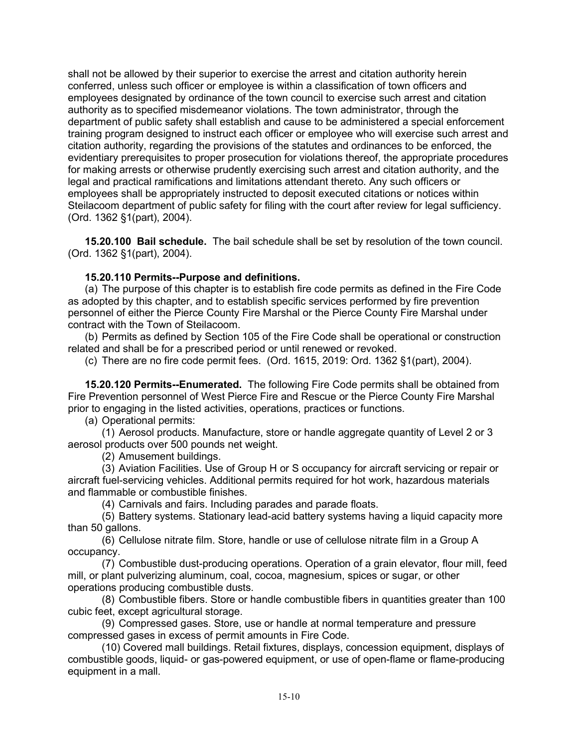shall not be allowed by their superior to exercise the arrest and citation authority herein conferred, unless such officer or employee is within a classification of town officers and employees designated by ordinance of the town council to exercise such arrest and citation authority as to specified misdemeanor violations. The town administrator, through the department of public safety shall establish and cause to be administered a special enforcement training program designed to instruct each officer or employee who will exercise such arrest and citation authority, regarding the provisions of the statutes and ordinances to be enforced, the evidentiary prerequisites to proper prosecution for violations thereof, the appropriate procedures for making arrests or otherwise prudently exercising such arrest and citation authority, and the legal and practical ramifications and limitations attendant thereto. Any such officers or employees shall be appropriately instructed to deposit executed citations or notices within Steilacoom department of public safety for filing with the court after review for legal sufficiency. (Ord. 1362 §1(part), 2004).

**15.20.100 Bail schedule.** The bail schedule shall be set by resolution of the town council. (Ord. 1362 §1(part), 2004).

**15.20.110 Permits--Purpose and definitions.**

(a) The purpose of this chapter is to establish fire code permits as defined in the Fire Code as adopted by this chapter, and to establish specific services performed by fire prevention personnel of either the Pierce County Fire Marshal or the Pierce County Fire Marshal under contract with the Town of Steilacoom.

(b) Permits as defined by Section 105 of the Fire Code shall be operational or construction related and shall be for a prescribed period or until renewed or revoked.

(c) There are no fire code permit fees. (Ord. 1615, 2019: Ord. 1362 §1(part), 2004).

**15.20.120 Permits--Enumerated.** The following Fire Code permits shall be obtained from Fire Prevention personnel of West Pierce Fire and Rescue or the Pierce County Fire Marshal prior to engaging in the listed activities, operations, practices or functions.

(a) Operational permits:

(1) Aerosol products. Manufacture, store or handle aggregate quantity of Level 2 or 3 aerosol products over 500 pounds net weight.

(2) Amusement buildings.

(3) Aviation Facilities. Use of Group H or S occupancy for aircraft servicing or repair or aircraft fuel-servicing vehicles. Additional permits required for hot work, hazardous materials and flammable or combustible finishes.

(4) Carnivals and fairs. Including parades and parade floats.

(5) Battery systems. Stationary lead-acid battery systems having a liquid capacity more than 50 gallons.

(6) Cellulose nitrate film. Store, handle or use of cellulose nitrate film in a Group A occupancy.

(7) Combustible dust-producing operations. Operation of a grain elevator, flour mill, feed mill, or plant pulverizing aluminum, coal, cocoa, magnesium, spices or sugar, or other operations producing combustible dusts.

(8) Combustible fibers. Store or handle combustible fibers in quantities greater than 100 cubic feet, except agricultural storage.

(9) Compressed gases. Store, use or handle at normal temperature and pressure compressed gases in excess of permit amounts in Fire Code.

(10) Covered mall buildings. Retail fixtures, displays, concession equipment, displays of combustible goods, liquid- or gas-powered equipment, or use of open-flame or flame-producing equipment in a mall.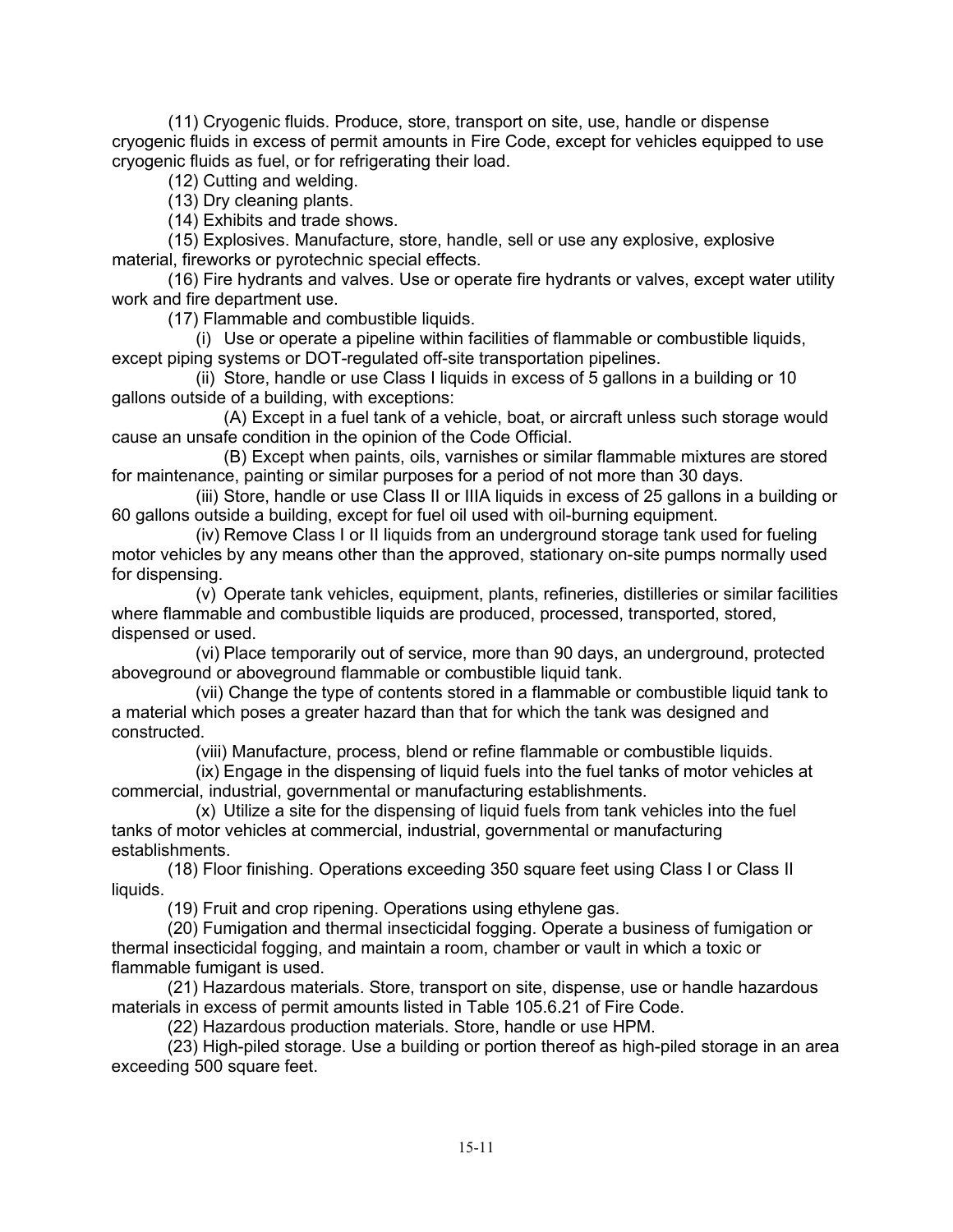(11) Cryogenic fluids. Produce, store, transport on site, use, handle or dispense cryogenic fluids in excess of permit amounts in Fire Code, except for vehicles equipped to use cryogenic fluids as fuel, or for refrigerating their load.

(12) Cutting and welding.

(13) Dry cleaning plants.

(14) Exhibits and trade shows.

(15) Explosives. Manufacture, store, handle, sell or use any explosive, explosive material, fireworks or pyrotechnic special effects.

(16) Fire hydrants and valves. Use or operate fire hydrants or valves, except water utility work and fire department use.

(17) Flammable and combustible liquids.

(i) Use or operate a pipeline within facilities of flammable or combustible liquids, except piping systems or DOT-regulated off-site transportation pipelines.

(ii) Store, handle or use Class I liquids in excess of 5 gallons in a building or 10 gallons outside of a building, with exceptions:

(A) Except in a fuel tank of a vehicle, boat, or aircraft unless such storage would cause an unsafe condition in the opinion of the Code Official.

(B) Except when paints, oils, varnishes or similar flammable mixtures are stored for maintenance, painting or similar purposes for a period of not more than 30 days.

(iii) Store, handle or use Class II or IIIA liquids in excess of 25 gallons in a building or 60 gallons outside a building, except for fuel oil used with oil-burning equipment.

(iv) Remove Class I or II liquids from an underground storage tank used for fueling motor vehicles by any means other than the approved, stationary on-site pumps normally used for dispensing.

(v) Operate tank vehicles, equipment, plants, refineries, distilleries or similar facilities where flammable and combustible liquids are produced, processed, transported, stored, dispensed or used.

(vi) Place temporarily out of service, more than 90 days, an underground, protected aboveground or aboveground flammable or combustible liquid tank.

(vii) Change the type of contents stored in a flammable or combustible liquid tank to a material which poses a greater hazard than that for which the tank was designed and constructed.

(viii) Manufacture, process, blend or refine flammable or combustible liquids.

(ix) Engage in the dispensing of liquid fuels into the fuel tanks of motor vehicles at commercial, industrial, governmental or manufacturing establishments.

(x) Utilize a site for the dispensing of liquid fuels from tank vehicles into the fuel tanks of motor vehicles at commercial, industrial, governmental or manufacturing establishments.

(18) Floor finishing. Operations exceeding 350 square feet using Class I or Class II liquids.

(19) Fruit and crop ripening. Operations using ethylene gas.

(20) Fumigation and thermal insecticidal fogging. Operate a business of fumigation or thermal insecticidal fogging, and maintain a room, chamber or vault in which a toxic or flammable fumigant is used.

(21) Hazardous materials. Store, transport on site, dispense, use or handle hazardous materials in excess of permit amounts listed in Table 105.6.21 of Fire Code.

(22) Hazardous production materials. Store, handle or use HPM.

(23) High-piled storage. Use a building or portion thereof as high-piled storage in an area exceeding 500 square feet.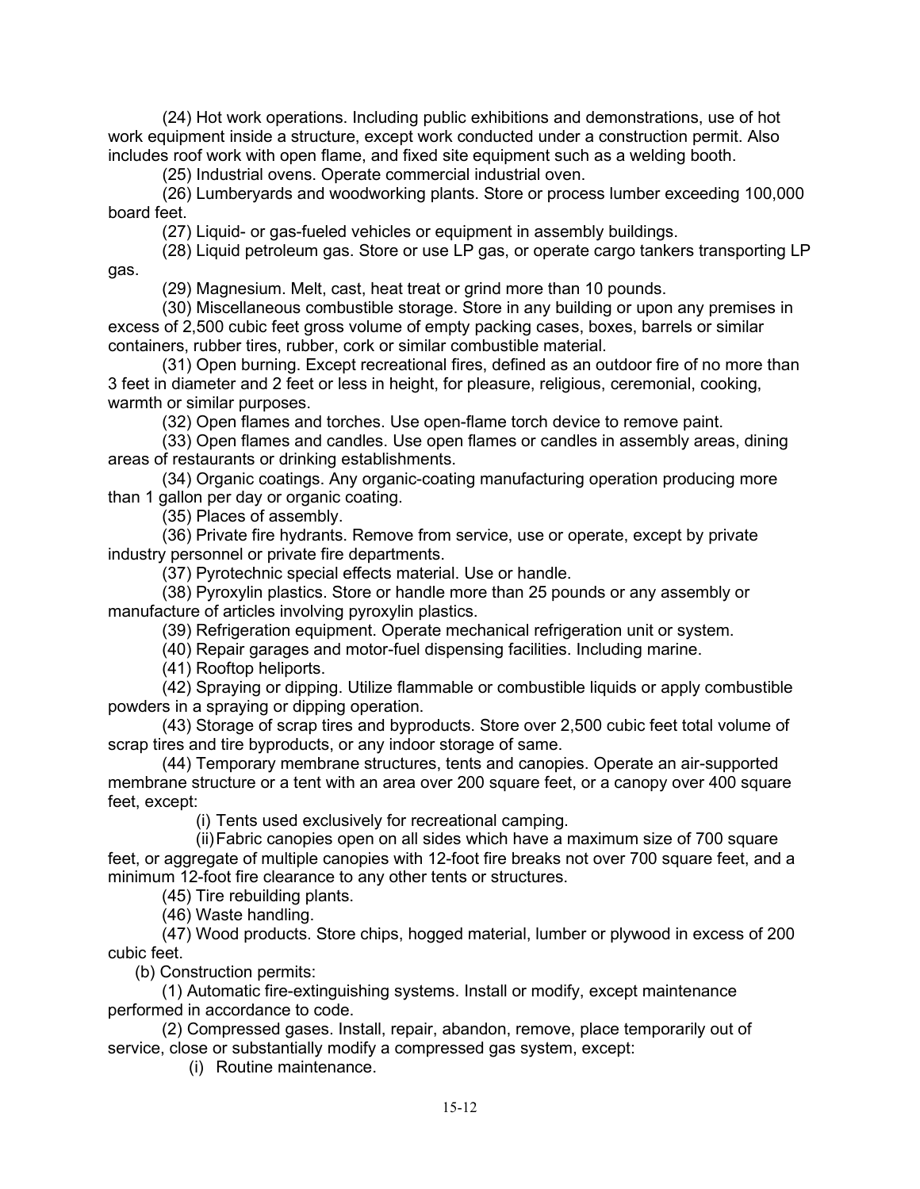(24) Hot work operations. Including public exhibitions and demonstrations, use of hot work equipment inside a structure, except work conducted under a construction permit. Also includes roof work with open flame, and fixed site equipment such as a welding booth.

(25) Industrial ovens. Operate commercial industrial oven.

(26) Lumberyards and woodworking plants. Store or process lumber exceeding 100,000 board feet.

(27) Liquid- or gas-fueled vehicles or equipment in assembly buildings.

(28) Liquid petroleum gas. Store or use LP gas, or operate cargo tankers transporting LP gas.

(29) Magnesium. Melt, cast, heat treat or grind more than 10 pounds.

(30) Miscellaneous combustible storage. Store in any building or upon any premises in excess of 2,500 cubic feet gross volume of empty packing cases, boxes, barrels or similar containers, rubber tires, rubber, cork or similar combustible material.

(31) Open burning. Except recreational fires, defined as an outdoor fire of no more than 3 feet in diameter and 2 feet or less in height, for pleasure, religious, ceremonial, cooking, warmth or similar purposes.

(32) Open flames and torches. Use open-flame torch device to remove paint.

(33) Open flames and candles. Use open flames or candles in assembly areas, dining areas of restaurants or drinking establishments.

(34) Organic coatings. Any organic-coating manufacturing operation producing more than 1 gallon per day or organic coating.

(35) Places of assembly.

(36) Private fire hydrants. Remove from service, use or operate, except by private industry personnel or private fire departments.

(37) Pyrotechnic special effects material. Use or handle.

(38) Pyroxylin plastics. Store or handle more than 25 pounds or any assembly or manufacture of articles involving pyroxylin plastics.

(39) Refrigeration equipment. Operate mechanical refrigeration unit or system.

(40) Repair garages and motor-fuel dispensing facilities. Including marine.

(41) Rooftop heliports.

(42) Spraying or dipping. Utilize flammable or combustible liquids or apply combustible powders in a spraying or dipping operation.

(43) Storage of scrap tires and byproducts. Store over 2,500 cubic feet total volume of scrap tires and tire byproducts, or any indoor storage of same.

(44) Temporary membrane structures, tents and canopies. Operate an air-supported membrane structure or a tent with an area over 200 square feet, or a canopy over 400 square feet, except:

(i) Tents used exclusively for recreational camping.

(ii) Fabric canopies open on all sides which have a maximum size of 700 square feet, or aggregate of multiple canopies with 12-foot fire breaks not over 700 square feet, and a minimum 12-foot fire clearance to any other tents or structures.

(45) Tire rebuilding plants.

(46) Waste handling.

(47) Wood products. Store chips, hogged material, lumber or plywood in excess of 200 cubic feet.

(b) Construction permits:

(1) Automatic fire-extinguishing systems. Install or modify, except maintenance performed in accordance to code.

(2) Compressed gases. Install, repair, abandon, remove, place temporarily out of service, close or substantially modify a compressed gas system, except:

(i) Routine maintenance.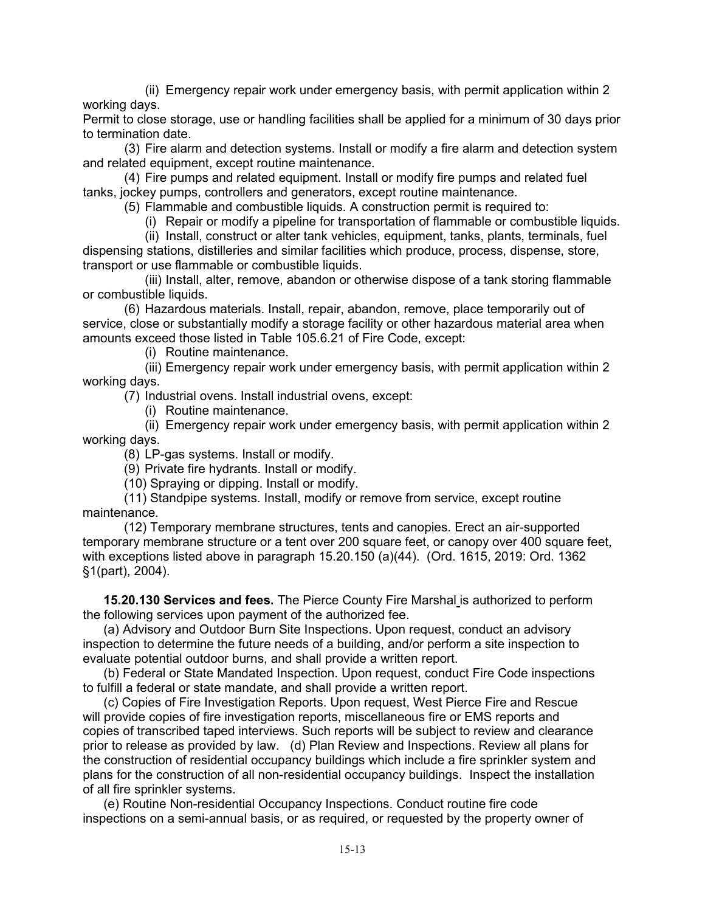(ii) Emergency repair work under emergency basis, with permit application within 2 working days.

Permit to close storage, use or handling facilities shall be applied for a minimum of 30 days prior to termination date.

(3) Fire alarm and detection systems. Install or modify a fire alarm and detection system and related equipment, except routine maintenance.

(4) Fire pumps and related equipment. Install or modify fire pumps and related fuel tanks, jockey pumps, controllers and generators, except routine maintenance.

(5) Flammable and combustible liquids. A construction permit is required to:

(i) Repair or modify a pipeline for transportation of flammable or combustible liquids.

(ii) Install, construct or alter tank vehicles, equipment, tanks, plants, terminals, fuel dispensing stations, distilleries and similar facilities which produce, process, dispense, store, transport or use flammable or combustible liquids.

(iii) Install, alter, remove, abandon or otherwise dispose of a tank storing flammable or combustible liquids.

(6) Hazardous materials. Install, repair, abandon, remove, place temporarily out of service, close or substantially modify a storage facility or other hazardous material area when amounts exceed those listed in Table 105.6.21 of Fire Code, except:

(i) Routine maintenance.

(iii) Emergency repair work under emergency basis, with permit application within 2 working days.

(7) Industrial ovens. Install industrial ovens, except:

(i) Routine maintenance.

(ii) Emergency repair work under emergency basis, with permit application within 2 working days.

(8) LP-gas systems. Install or modify.

(9) Private fire hydrants. Install or modify.

(10) Spraying or dipping. Install or modify.

(11) Standpipe systems. Install, modify or remove from service, except routine maintenance.

(12) Temporary membrane structures, tents and canopies. Erect an air-supported temporary membrane structure or a tent over 200 square feet, or canopy over 400 square feet, with exceptions listed above in paragraph 15.20.150 (a)(44). (Ord. 1615, 2019: Ord. 1362 §1(part), 2004).

**15.20.130 Services and fees.** The Pierce County Fire Marshal is authorized to perform the following services upon payment of the authorized fee.

(a) Advisory and Outdoor Burn Site Inspections. Upon request, conduct an advisory inspection to determine the future needs of a building, and/or perform a site inspection to evaluate potential outdoor burns, and shall provide a written report.

(b) Federal or State Mandated Inspection. Upon request, conduct Fire Code inspections to fulfill a federal or state mandate, and shall provide a written report.

(c) Copies of Fire Investigation Reports. Upon request, West Pierce Fire and Rescue will provide copies of fire investigation reports, miscellaneous fire or EMS reports and copies of transcribed taped interviews. Such reports will be subject to review and clearance prior to release as provided by law. (d) Plan Review and Inspections. Review all plans for the construction of residential occupancy buildings which include a fire sprinkler system and plans for the construction of all non-residential occupancy buildings. Inspect the installation of all fire sprinkler systems.

(e) Routine Non-residential Occupancy Inspections. Conduct routine fire code inspections on a semi-annual basis, or as required, or requested by the property owner of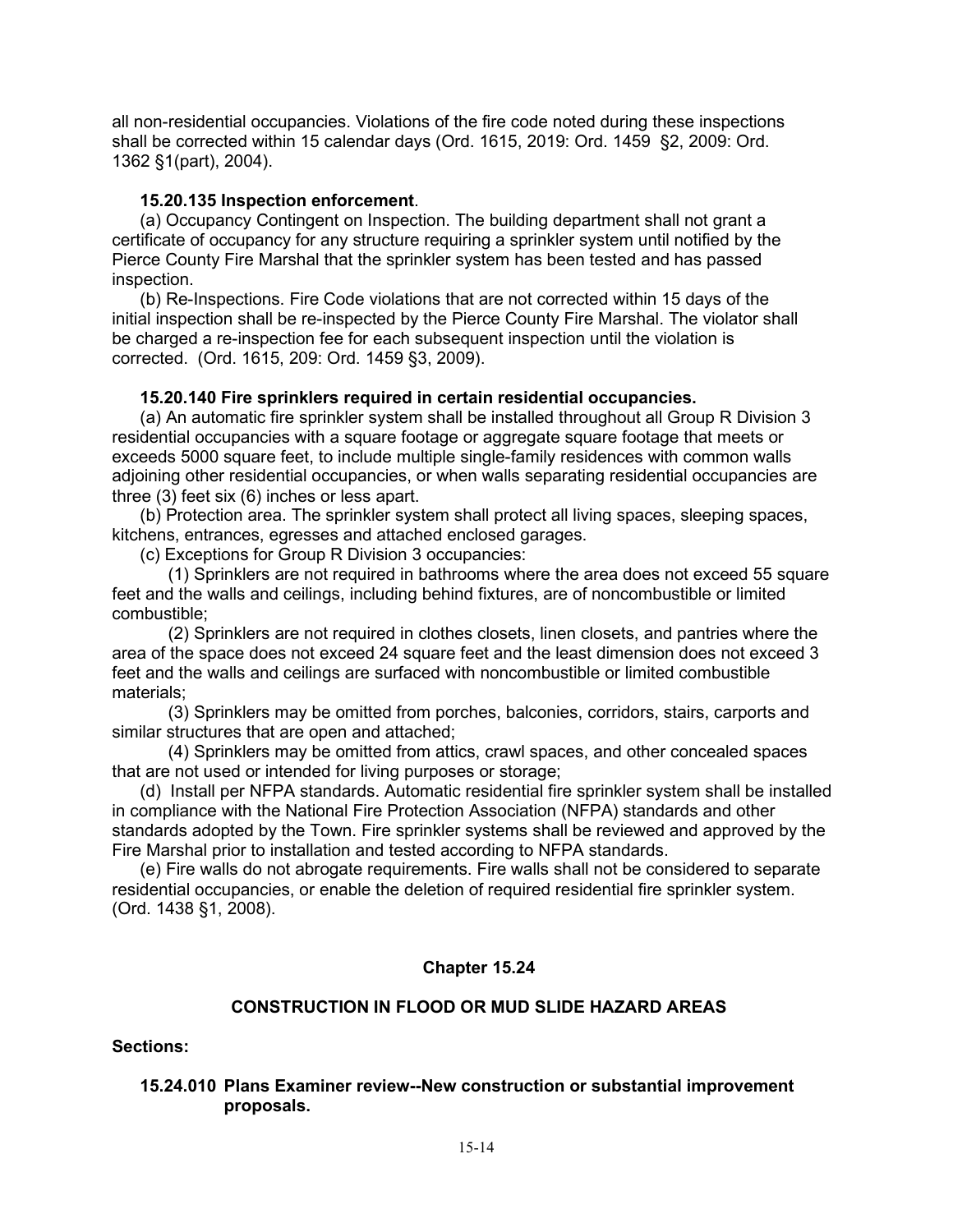all non-residential occupancies. Violations of the fire code noted during these inspections shall be corrected within 15 calendar days (Ord. 1615, 2019: Ord. 1459 §2, 2009: Ord. 1362 §1(part), 2004).

**15.20.135 Inspection enforcement**.

(a) Occupancy Contingent on Inspection. The building department shall not grant a certificate of occupancy for any structure requiring a sprinkler system until notified by the Pierce County Fire Marshal that the sprinkler system has been tested and has passed inspection.

(b) Re-Inspections. Fire Code violations that are not corrected within 15 days of the initial inspection shall be re-inspected by the Pierce County Fire Marshal. The violator shall be charged a re-inspection fee for each subsequent inspection until the violation is corrected. (Ord. 1615, 209: Ord. 1459 §3, 2009).

**15.20.140 Fire sprinklers required in certain residential occupancies.**

(a) An automatic fire sprinkler system shall be installed throughout all Group R Division 3 residential occupancies with a square footage or aggregate square footage that meets or exceeds 5000 square feet, to include multiple single-family residences with common walls adjoining other residential occupancies, or when walls separating residential occupancies are three (3) feet six (6) inches or less apart.

(b) Protection area. The sprinkler system shall protect all living spaces, sleeping spaces, kitchens, entrances, egresses and attached enclosed garages.

(c) Exceptions for Group R Division 3 occupancies:

(1) Sprinklers are not required in bathrooms where the area does not exceed 55 square feet and the walls and ceilings, including behind fixtures, are of noncombustible or limited combustible;

(2) Sprinklers are not required in clothes closets, linen closets, and pantries where the area of the space does not exceed 24 square feet and the least dimension does not exceed 3 feet and the walls and ceilings are surfaced with noncombustible or limited combustible materials;

(3) Sprinklers may be omitted from porches, balconies, corridors, stairs, carports and similar structures that are open and attached;

(4) Sprinklers may be omitted from attics, crawl spaces, and other concealed spaces that are not used or intended for living purposes or storage;

(d) Install per NFPA standards. Automatic residential fire sprinkler system shall be installed in compliance with the National Fire Protection Association (NFPA) standards and other standards adopted by the Town. Fire sprinkler systems shall be reviewed and approved by the Fire Marshal prior to installation and tested according to NFPA standards.

(e) Fire walls do not abrogate requirements. Fire walls shall not be considered to separate residential occupancies, or enable the deletion of required residential fire sprinkler system. (Ord. 1438 §1, 2008).

## Chapter 15.24

## CONSTRUCTION IN FLOOD OR MUD SLIDE HAZARD AREAS

**Sections:**

**15.24.010 Plans Examiner review--New construction or substantial improvement proposals.**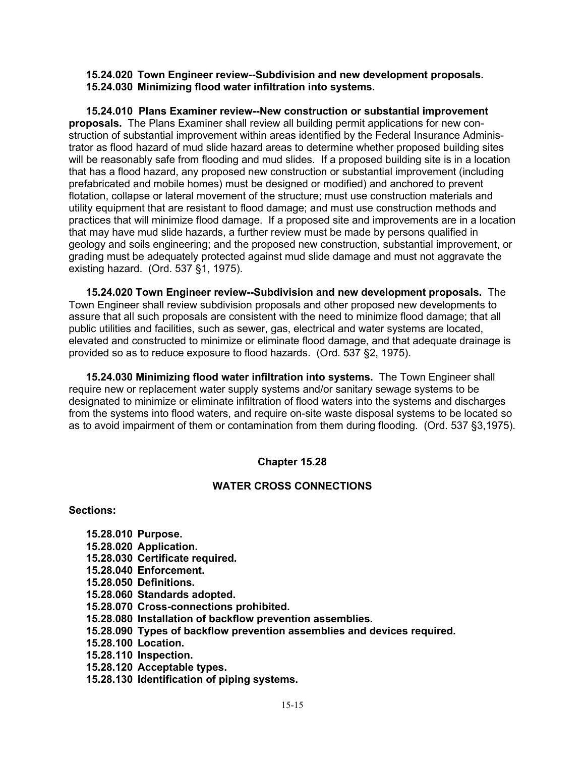**15.24.020 Town Engineer review--Subdivision and new development proposals.**
**15.24.030 Minimizing flood water infiltration into systems.**

**15.24.010 Plans Examiner review--New construction or substantial improvement proposals.** The Plans Examiner shall review all building permit applications for new construction of substantial improvement within areas identified by the Federal Insurance Administrator as flood hazard of mud slide hazard areas to determine whether proposed building sites will be reasonably safe from flooding and mud slides. If a proposed building site is in a location that has a flood hazard, any proposed new construction or substantial improvement (including prefabricated and mobile homes) must be designed or modified) and anchored to prevent flotation, collapse or lateral movement of the structure; must use construction materials and utility equipment that are resistant to flood damage; and must use construction methods and practices that will minimize flood damage. If a proposed site and improvements are in a location that may have mud slide hazards, a further review must be made by persons qualified in geology and soils engineering; and the proposed new construction, substantial improvement, or grading must be adequately protected against mud slide damage and must not aggravate the existing hazard. (Ord. 537 §1, 1975).

**15.24.020 Town Engineer review--Subdivision and new development proposals.** The Town Engineer shall review subdivision proposals and other proposed new developments to assure that all such proposals are consistent with the need to minimize flood damage; that all public utilities and facilities, such as sewer, gas, electrical and water systems are located, elevated and constructed to minimize or eliminate flood damage, and that adequate drainage is provided so as to reduce exposure to flood hazards. (Ord. 537 §2, 1975).

**15.24.030 Minimizing flood water infiltration into systems.** The Town Engineer shall require new or replacement water supply systems and/or sanitary sewage systems to be designated to minimize or eliminate infiltration of flood waters into the systems and discharges from the systems into flood waters, and require on-site waste disposal systems to be located so as to avoid impairment of them or contamination from them during flooding. (Ord. 537 §3,1975).

## Chapter 15.28

## WATER CROSS CONNECTIONS

**Sections:**

**15.28.010 Purpose.**
**15.28.020 Application.**
**15.28.030 Certificate required.**
**15.28.040 Enforcement.**
**15.28.050 Definitions.**
**15.28.060 Standards adopted.**
**15.28.070 Cross-connections prohibited.**
**15.28.080 Installation of backflow prevention assemblies.**
**15.28.090 Types of backflow prevention assemblies and devices required.**
**15.28.100 Location.**
**15.28.110 Inspection.**
**15.28.120 Acceptable types.**
**15.28.130 Identification of piping systems.**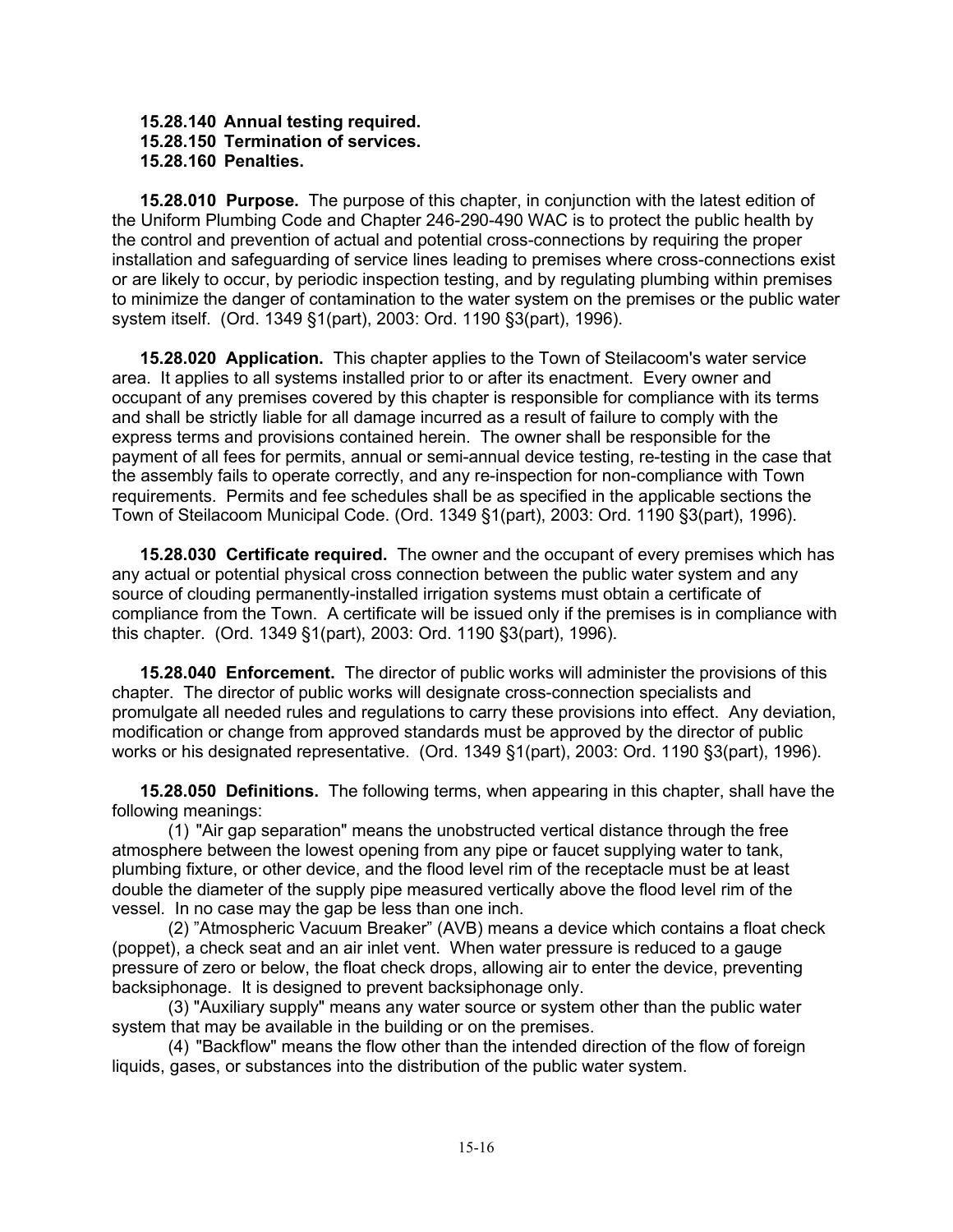**15.28.140 Annual testing required.**
**15.28.150 Termination of services.**
**15.28.160 Penalties.**

**15.28.010 Purpose.** The purpose of this chapter, in conjunction with the latest edition of the Uniform Plumbing Code and Chapter 246-290-490 WAC is to protect the public health by the control and prevention of actual and potential cross-connections by requiring the proper installation and safeguarding of service lines leading to premises where cross-connections exist or are likely to occur, by periodic inspection testing, and by regulating plumbing within premises to minimize the danger of contamination to the water system on the premises or the public water system itself. (Ord. 1349 §1(part), 2003: Ord. 1190 §3(part), 1996).

**15.28.020 Application.** This chapter applies to the Town of Steilacoom's water service area. It applies to all systems installed prior to or after its enactment. Every owner and occupant of any premises covered by this chapter is responsible for compliance with its terms and shall be strictly liable for all damage incurred as a result of failure to comply with the express terms and provisions contained herein. The owner shall be responsible for the payment of all fees for permits, annual or semi-annual device testing, re-testing in the case that the assembly fails to operate correctly, and any re-inspection for non-compliance with Town requirements. Permits and fee schedules shall be as specified in the applicable sections the Town of Steilacoom Municipal Code. (Ord. 1349 §1(part), 2003: Ord. 1190 §3(part), 1996).

**15.28.030 Certificate required.** The owner and the occupant of every premises which has any actual or potential physical cross connection between the public water system and any source of clouding permanently-installed irrigation systems must obtain a certificate of compliance from the Town. A certificate will be issued only if the premises is in compliance with this chapter. (Ord. 1349 §1(part), 2003: Ord. 1190 §3(part), 1996).

**15.28.040 Enforcement.** The director of public works will administer the provisions of this chapter. The director of public works will designate cross-connection specialists and promulgate all needed rules and regulations to carry these provisions into effect. Any deviation, modification or change from approved standards must be approved by the director of public works or his designated representative. (Ord. 1349 §1(part), 2003: Ord. 1190 §3(part), 1996).

**15.28.050 Definitions.** The following terms, when appearing in this chapter, shall have the following meanings:

(1) "Air gap separation" means the unobstructed vertical distance through the free atmosphere between the lowest opening from any pipe or faucet supplying water to tank, plumbing fixture, or other device, and the flood level rim of the receptacle must be at least double the diameter of the supply pipe measured vertically above the flood level rim of the vessel. In no case may the gap be less than one inch.

(2) "Atmospheric Vacuum Breaker" (AVB) means a device which contains a float check (poppet), a check seat and an air inlet vent. When water pressure is reduced to a gauge pressure of zero or below, the float check drops, allowing air to enter the device, preventing backsiphonage. It is designed to prevent backsiphonage only.

(3) "Auxiliary supply" means any water source or system other than the public water system that may be available in the building or on the premises.

(4) "Backflow" means the flow other than the intended direction of the flow of foreign liquids, gases, or substances into the distribution of the public water system.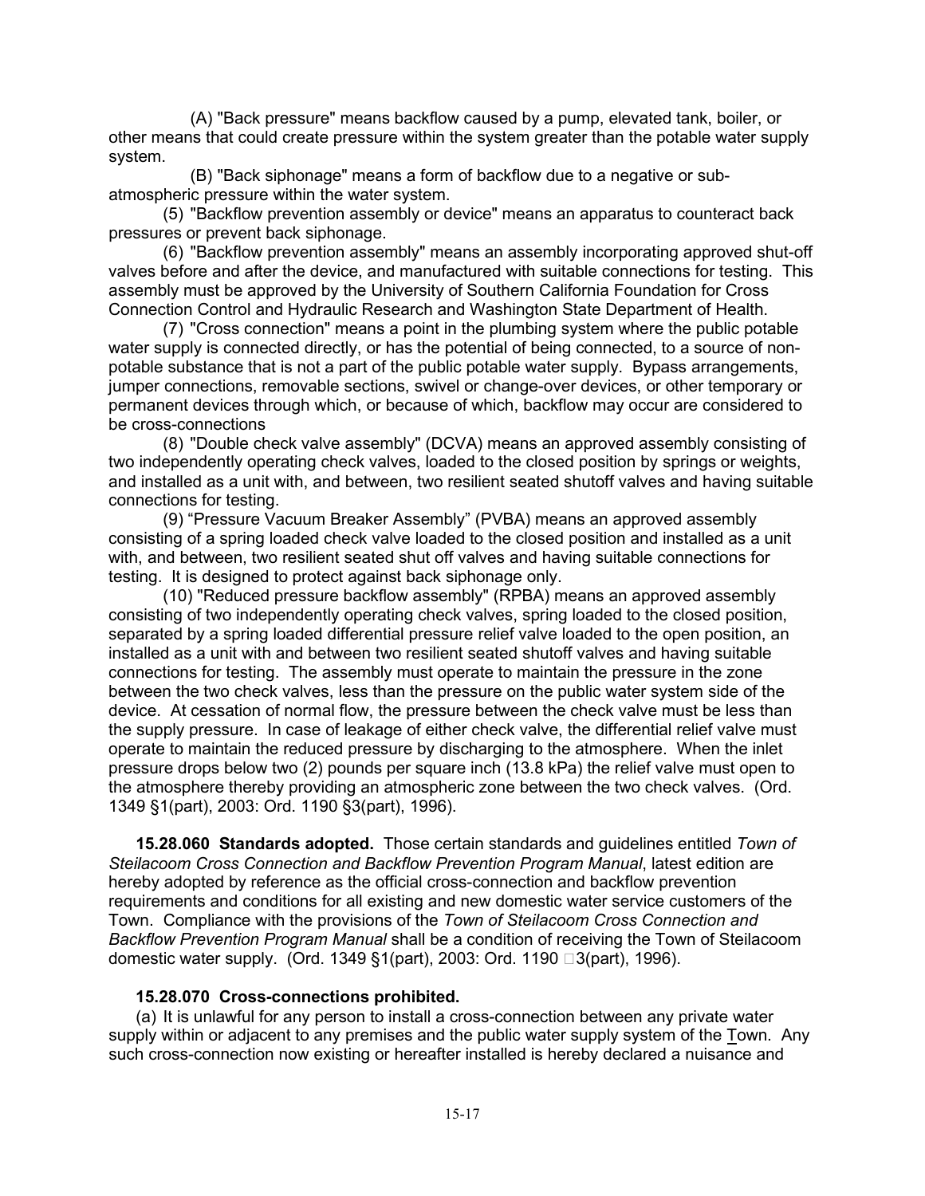(A) "Back pressure" means backflow caused by a pump, elevated tank, boiler, or other means that could create pressure within the system greater than the potable water supply system.

(B) "Back siphonage" means a form of backflow due to a negative or sub-atmospheric pressure within the water system.

(5) "Backflow prevention assembly or device" means an apparatus to counteract back pressures or prevent back siphonage.

(6) "Backflow prevention assembly" means an assembly incorporating approved shut-off valves before and after the device, and manufactured with suitable connections for testing. This assembly must be approved by the University of Southern California Foundation for Cross Connection Control and Hydraulic Research and Washington State Department of Health.

(7) "Cross connection" means a point in the plumbing system where the public potable water supply is connected directly, or has the potential of being connected, to a source of non-potable substance that is not a part of the public potable water supply. Bypass arrangements, jumper connections, removable sections, swivel or change-over devices, or other temporary or permanent devices through which, or because of which, backflow may occur are considered to be cross-connections

(8) "Double check valve assembly" (DCVA) means an approved assembly consisting of two independently operating check valves, loaded to the closed position by springs or weights, and installed as a unit with, and between, two resilient seated shutoff valves and having suitable connections for testing.

(9) "Pressure Vacuum Breaker Assembly" (PVBA) means an approved assembly consisting of a spring loaded check valve loaded to the closed position and installed as a unit with, and between, two resilient seated shut off valves and having suitable connections for testing. It is designed to protect against back siphonage only.

(10) "Reduced pressure backflow assembly" (RPBA) means an approved assembly consisting of two independently operating check valves, spring loaded to the closed position, separated by a spring loaded differential pressure relief valve loaded to the open position, an installed as a unit with and between two resilient seated shutoff valves and having suitable connections for testing. The assembly must operate to maintain the pressure in the zone between the two check valves, less than the pressure on the public water system side of the device. At cessation of normal flow, the pressure between the check valve must be less than the supply pressure. In case of leakage of either check valve, the differential relief valve must operate to maintain the reduced pressure by discharging to the atmosphere. When the inlet pressure drops below two (2) pounds per square inch (13.8 kPa) the relief valve must open to the atmosphere thereby providing an atmospheric zone between the two check valves. (Ord. 1349 §1(part), 2003: Ord. 1190 §3(part), 1996).

**15.28.060 Standards adopted.** Those certain standards and guidelines entitled *Town of Steilacoom Cross Connection and Backflow Prevention Program Manual*, latest edition are hereby adopted by reference as the official cross-connection and backflow prevention requirements and conditions for all existing and new domestic water service customers of the Town. Compliance with the provisions of the *Town of Steilacoom Cross Connection and Backflow Prevention Program Manual* shall be a condition of receiving the Town of Steilacoom domestic water supply. (Ord. 1349 §1(part), 2003: Ord. 1190 3(part), 1996).

**15.28.070 Cross-connections prohibited.**

(a) It is unlawful for any person to install a cross-connection between any private water supply within or adjacent to any premises and the public water supply system of the Town. Any such cross-connection now existing or hereafter installed is hereby declared a nuisance and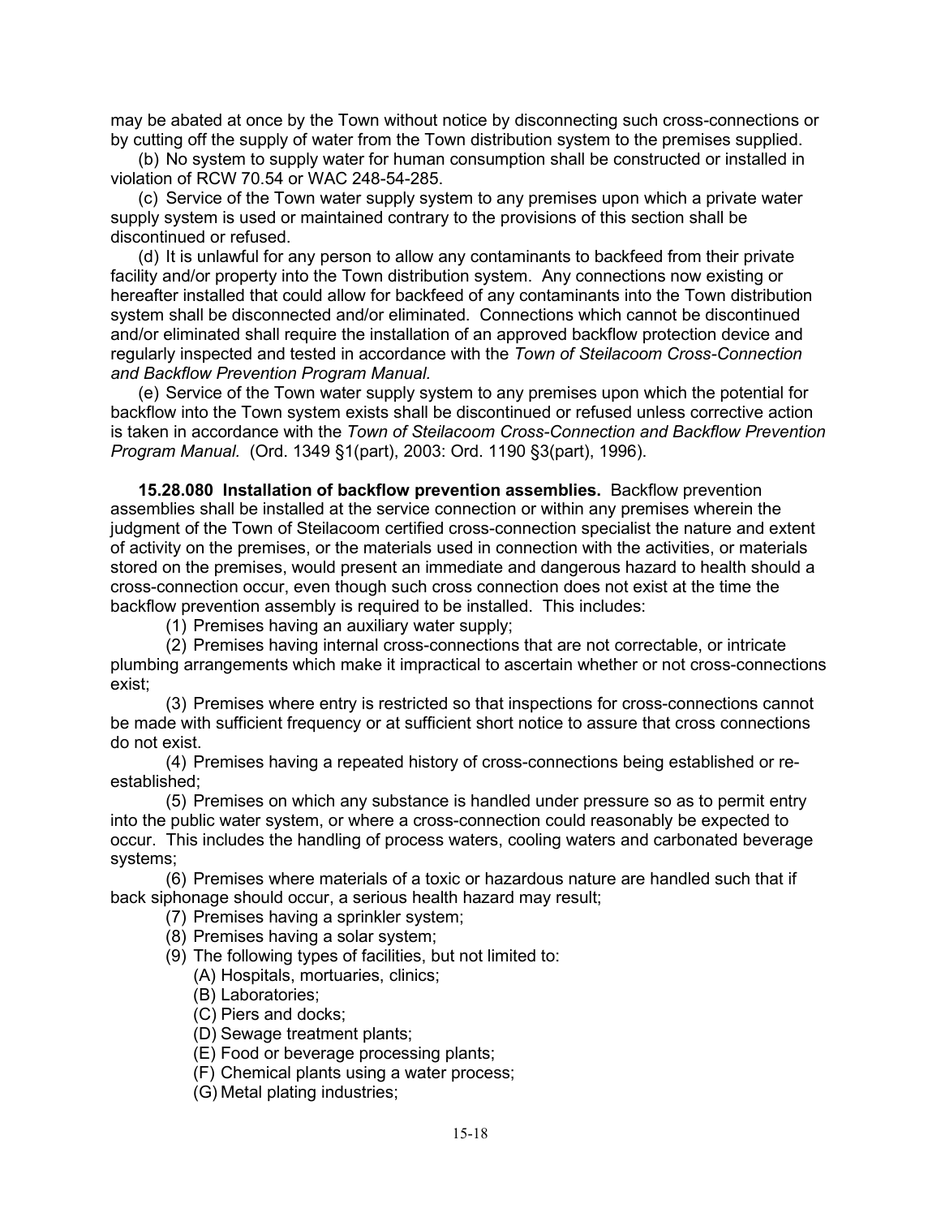may be abated at once by the Town without notice by disconnecting such cross-connections or by cutting off the supply of water from the Town distribution system to the premises supplied.

(b) No system to supply water for human consumption shall be constructed or installed in violation of RCW 70.54 or WAC 248-54-285.

(c) Service of the Town water supply system to any premises upon which a private water supply system is used or maintained contrary to the provisions of this section shall be discontinued or refused.

(d) It is unlawful for any person to allow any contaminants to backfeed from their private facility and/or property into the Town distribution system. Any connections now existing or hereafter installed that could allow for backfeed of any contaminants into the Town distribution system shall be disconnected and/or eliminated. Connections which cannot be discontinued and/or eliminated shall require the installation of an approved backflow protection device and regularly inspected and tested in accordance with the *Town of Steilacoom Cross-Connection and Backflow Prevention Program Manual.*

(e) Service of the Town water supply system to any premises upon which the potential for backflow into the Town system exists shall be discontinued or refused unless corrective action is taken in accordance with the *Town of Steilacoom Cross-Connection and Backflow Prevention Program Manual.* (Ord. 1349 §1(part), 2003: Ord. 1190 §3(part), 1996).

**15.28.080 Installation of backflow prevention assemblies.** Backflow prevention assemblies shall be installed at the service connection or within any premises wherein the judgment of the Town of Steilacoom certified cross-connection specialist the nature and extent of activity on the premises, or the materials used in connection with the activities, or materials stored on the premises, would present an immediate and dangerous hazard to health should a cross-connection occur, even though such cross connection does not exist at the time the backflow prevention assembly is required to be installed. This includes:

(1) Premises having an auxiliary water supply;

(2) Premises having internal cross-connections that are not correctable, or intricate plumbing arrangements which make it impractical to ascertain whether or not cross-connections exist;

(3) Premises where entry is restricted so that inspections for cross-connections cannot be made with sufficient frequency or at sufficient short notice to assure that cross connections do not exist.

(4) Premises having a repeated history of cross-connections being established or re-established;

(5) Premises on which any substance is handled under pressure so as to permit entry into the public water system, or where a cross-connection could reasonably be expected to occur. This includes the handling of process waters, cooling waters and carbonated beverage systems;

(6) Premises where materials of a toxic or hazardous nature are handled such that if back siphonage should occur, a serious health hazard may result;

(7) Premises having a sprinkler system;

(8) Premises having a solar system;

(9) The following types of facilities, but not limited to:

(A) Hospitals, mortuaries, clinics;

(B) Laboratories;

(C) Piers and docks;

(D) Sewage treatment plants;

(E) Food or beverage processing plants;

(F) Chemical plants using a water process;

(G) Metal plating industries;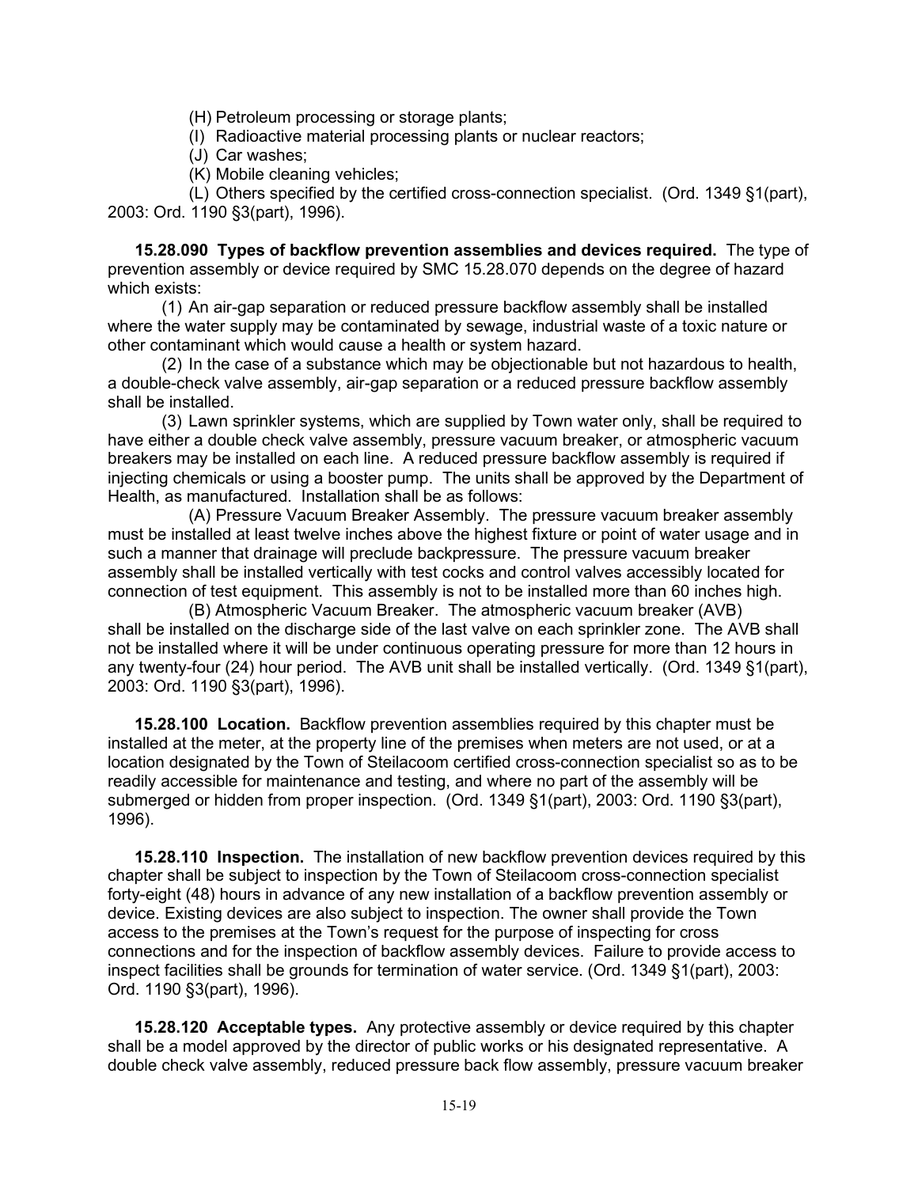(H) Petroleum processing or storage plants;

(I) Radioactive material processing plants or nuclear reactors;

(J) Car washes;

(K) Mobile cleaning vehicles;

(L) Others specified by the certified cross-connection specialist. (Ord. 1349 §1(part), 2003: Ord. 1190 §3(part), 1996).

**15.28.090 Types of backflow prevention assemblies and devices required.** The type of prevention assembly or device required by SMC 15.28.070 depends on the degree of hazard which exists:

(1) An air-gap separation or reduced pressure backflow assembly shall be installed where the water supply may be contaminated by sewage, industrial waste of a toxic nature or other contaminant which would cause a health or system hazard.

(2) In the case of a substance which may be objectionable but not hazardous to health, a double-check valve assembly, air-gap separation or a reduced pressure backflow assembly shall be installed.

(3) Lawn sprinkler systems, which are supplied by Town water only, shall be required to have either a double check valve assembly, pressure vacuum breaker, or atmospheric vacuum breakers may be installed on each line. A reduced pressure backflow assembly is required if injecting chemicals or using a booster pump. The units shall be approved by the Department of Health, as manufactured. Installation shall be as follows:

(A) Pressure Vacuum Breaker Assembly. The pressure vacuum breaker assembly must be installed at least twelve inches above the highest fixture or point of water usage and in such a manner that drainage will preclude backpressure. The pressure vacuum breaker assembly shall be installed vertically with test cocks and control valves accessibly located for connection of test equipment. This assembly is not to be installed more than 60 inches high.

(B) Atmospheric Vacuum Breaker. The atmospheric vacuum breaker (AVB) shall be installed on the discharge side of the last valve on each sprinkler zone. The AVB shall not be installed where it will be under continuous operating pressure for more than 12 hours in any twenty-four (24) hour period. The AVB unit shall be installed vertically. (Ord. 1349 §1(part), 2003: Ord. 1190 §3(part), 1996).

**15.28.100 Location.** Backflow prevention assemblies required by this chapter must be installed at the meter, at the property line of the premises when meters are not used, or at a location designated by the Town of Steilacoom certified cross-connection specialist so as to be readily accessible for maintenance and testing, and where no part of the assembly will be submerged or hidden from proper inspection. (Ord. 1349 §1(part), 2003: Ord. 1190 §3(part), 1996).

**15.28.110 Inspection.** The installation of new backflow prevention devices required by this chapter shall be subject to inspection by the Town of Steilacoom cross-connection specialist forty-eight (48) hours in advance of any new installation of a backflow prevention assembly or device. Existing devices are also subject to inspection. The owner shall provide the Town access to the premises at the Town's request for the purpose of inspecting for cross connections and for the inspection of backflow assembly devices. Failure to provide access to inspect facilities shall be grounds for termination of water service. (Ord. 1349 §1(part), 2003: Ord. 1190 §3(part), 1996).

**15.28.120 Acceptable types.** Any protective assembly or device required by this chapter shall be a model approved by the director of public works or his designated representative. A double check valve assembly, reduced pressure back flow assembly, pressure vacuum breaker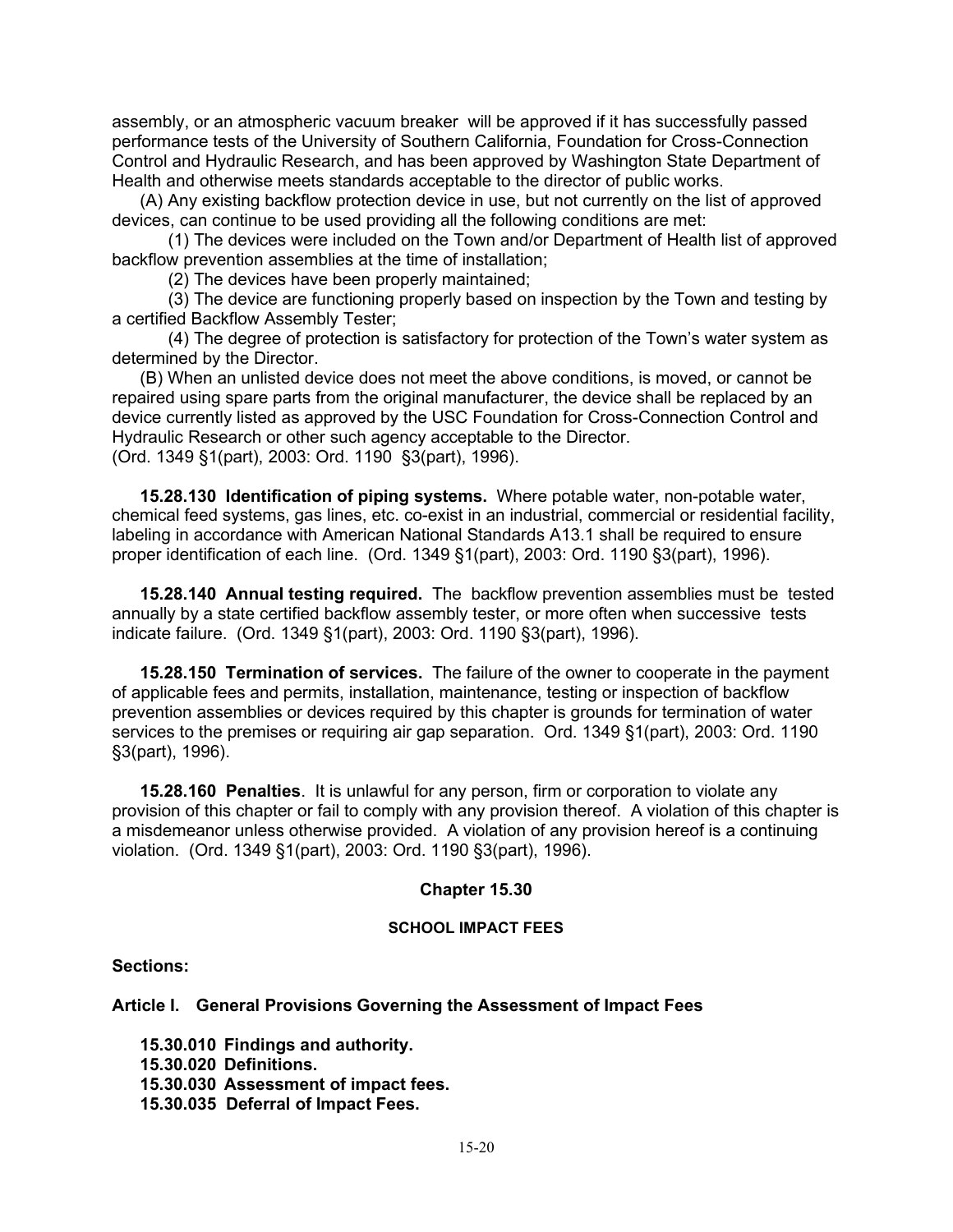assembly, or an atmospheric vacuum breaker will be approved if it has successfully passed performance tests of the University of Southern California, Foundation for Cross-Connection Control and Hydraulic Research, and has been approved by Washington State Department of Health and otherwise meets standards acceptable to the director of public works.

(A) Any existing backflow protection device in use, but not currently on the list of approved devices, can continue to be used providing all the following conditions are met:

(1) The devices were included on the Town and/or Department of Health list of approved backflow prevention assemblies at the time of installation;

(2) The devices have been properly maintained;

(3) The device are functioning properly based on inspection by the Town and testing by a certified Backflow Assembly Tester;

(4) The degree of protection is satisfactory for protection of the Town's water system as determined by the Director.

(B) When an unlisted device does not meet the above conditions, is moved, or cannot be repaired using spare parts from the original manufacturer, the device shall be replaced by an device currently listed as approved by the USC Foundation for Cross-Connection Control and Hydraulic Research or other such agency acceptable to the Director.
(Ord. 1349 §1(part), 2003: Ord. 1190 §3(part), 1996).

**15.28.130 Identification of piping systems.** Where potable water, non-potable water, chemical feed systems, gas lines, etc. co-exist in an industrial, commercial or residential facility, labeling in accordance with American National Standards A13.1 shall be required to ensure proper identification of each line. (Ord. 1349 §1(part), 2003: Ord. 1190 §3(part), 1996).

**15.28.140 Annual testing required.** The backflow prevention assemblies must be tested annually by a state certified backflow assembly tester, or more often when successive tests indicate failure. (Ord. 1349 §1(part), 2003: Ord. 1190 §3(part), 1996).

**15.28.150 Termination of services.** The failure of the owner to cooperate in the payment of applicable fees and permits, installation, maintenance, testing or inspection of backflow prevention assemblies or devices required by this chapter is grounds for termination of water services to the premises or requiring air gap separation. Ord. 1349 §1(part), 2003: Ord. 1190 §3(part), 1996).

**15.28.160 Penalties**. It is unlawful for any person, firm or corporation to violate any provision of this chapter or fail to comply with any provision thereof. A violation of this chapter is a misdemeanor unless otherwise provided. A violation of any provision hereof is a continuing violation. (Ord. 1349 §1(part), 2003: Ord. 1190 §3(part), 1996).

## Chapter 15.30

### SCHOOL IMPACT FEES

**Sections:**

**Article I. General Provisions Governing the Assessment of Impact Fees**

**15.30.010 Findings and authority.**
**15.30.020 Definitions.**
**15.30.030 Assessment of impact fees.**
**15.30.035 Deferral of Impact Fees.**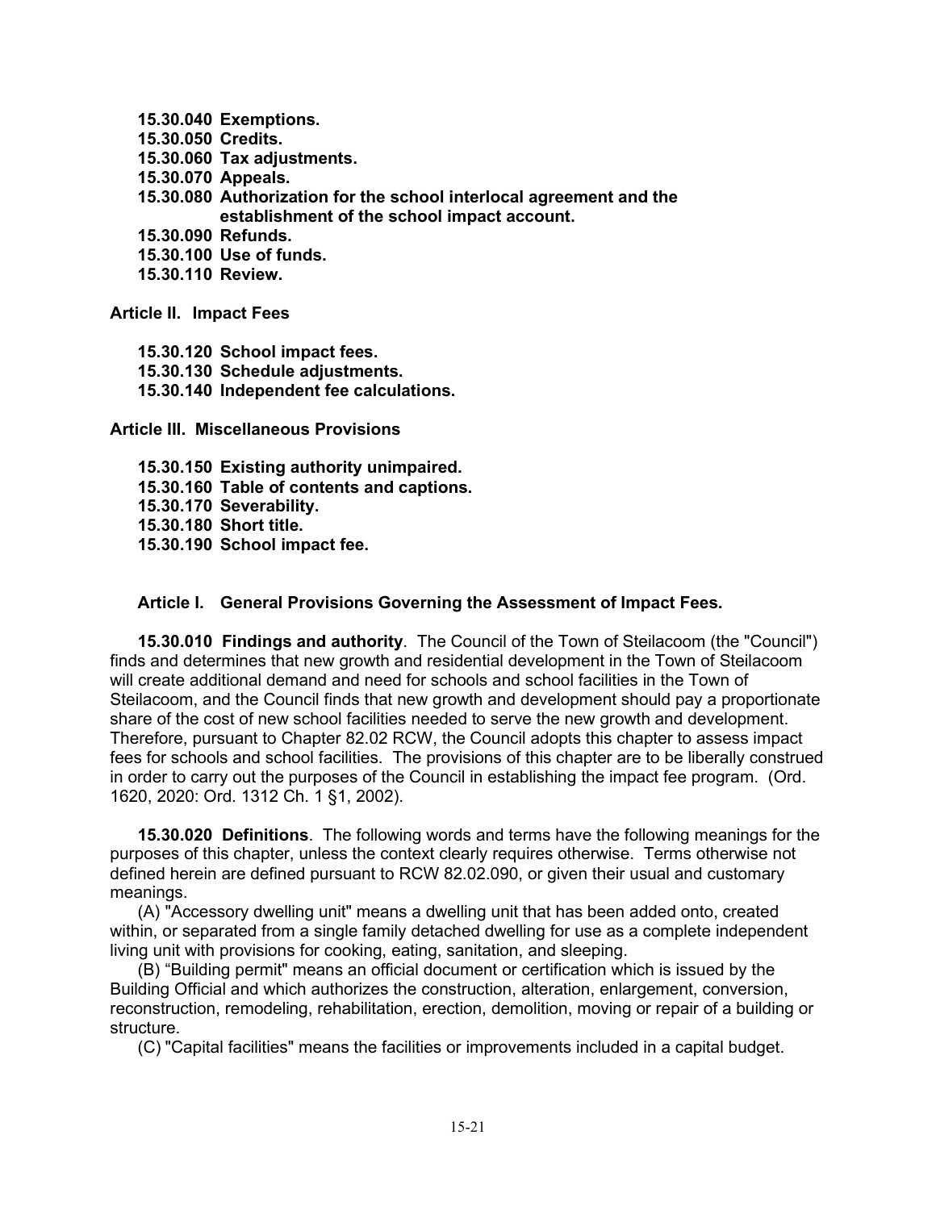**15.30.040 Exemptions.**
**15.30.050 Credits.**
**15.30.060 Tax adjustments.**
**15.30.070 Appeals.**
**15.30.080 Authorization for the school interlocal agreement and the establishment of the school impact account.**
**15.30.090 Refunds.**
**15.30.100 Use of funds.**
**15.30.110 Review.**

**Article II. Impact Fees**

**15.30.120 School impact fees.**
**15.30.130 Schedule adjustments.**
**15.30.140 Independent fee calculations.**

**Article III. Miscellaneous Provisions**

**15.30.150 Existing authority unimpaired.**
**15.30.160 Table of contents and captions.**
**15.30.170 Severability.**
**15.30.180 Short title.**
**15.30.190 School impact fee.**

## Article I. General Provisions Governing the Assessment of Impact Fees.

**15.30.010 Findings and authority**. The Council of the Town of Steilacoom (the "Council") finds and determines that new growth and residential development in the Town of Steilacoom will create additional demand and need for schools and school facilities in the Town of Steilacoom, and the Council finds that new growth and development should pay a proportionate share of the cost of new school facilities needed to serve the new growth and development. Therefore, pursuant to Chapter 82.02 RCW, the Council adopts this chapter to assess impact fees for schools and school facilities. The provisions of this chapter are to be liberally construed in order to carry out the purposes of the Council in establishing the impact fee program. (Ord. 1620, 2020: Ord. 1312 Ch. 1 §1, 2002).

**15.30.020 Definitions**. The following words and terms have the following meanings for the purposes of this chapter, unless the context clearly requires otherwise. Terms otherwise not defined herein are defined pursuant to RCW 82.02.090, or given their usual and customary meanings.

(A) "Accessory dwelling unit" means a dwelling unit that has been added onto, created within, or separated from a single family detached dwelling for use as a complete independent living unit with provisions for cooking, eating, sanitation, and sleeping.

(B) “Building permit" means an official document or certification which is issued by the Building Official and which authorizes the construction, alteration, enlargement, conversion, reconstruction, remodeling, rehabilitation, erection, demolition, moving or repair of a building or structure.

(C) "Capital facilities" means the facilities or improvements included in a capital budget.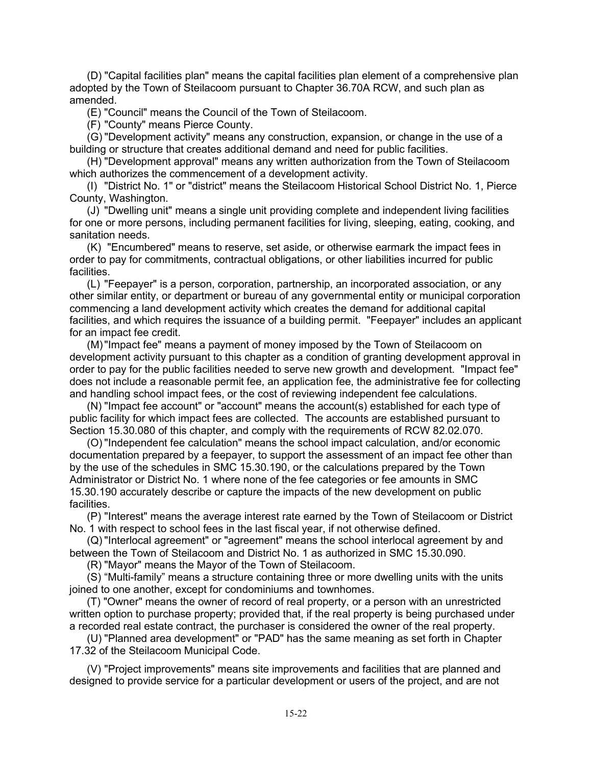(D) "Capital facilities plan" means the capital facilities plan element of a comprehensive plan adopted by the Town of Steilacoom pursuant to Chapter 36.70A RCW, and such plan as amended.

(E) "Council" means the Council of the Town of Steilacoom.

(F) "County" means Pierce County.

(G) "Development activity" means any construction, expansion, or change in the use of a building or structure that creates additional demand and need for public facilities.

(H) "Development approval" means any written authorization from the Town of Steilacoom which authorizes the commencement of a development activity.

(I) "District No. 1" or "district" means the Steilacoom Historical School District No. 1, Pierce County, Washington.

(J) "Dwelling unit" means a single unit providing complete and independent living facilities for one or more persons, including permanent facilities for living, sleeping, eating, cooking, and sanitation needs.

(K) "Encumbered" means to reserve, set aside, or otherwise earmark the impact fees in order to pay for commitments, contractual obligations, or other liabilities incurred for public facilities.

(L) "Feepayer" is a person, corporation, partnership, an incorporated association, or any other similar entity, or department or bureau of any governmental entity or municipal corporation commencing a land development activity which creates the demand for additional capital facilities, and which requires the issuance of a building permit. "Feepayer" includes an applicant for an impact fee credit.

(M) "Impact fee" means a payment of money imposed by the Town of Steilacoom on development activity pursuant to this chapter as a condition of granting development approval in order to pay for the public facilities needed to serve new growth and development. "Impact fee" does not include a reasonable permit fee, an application fee, the administrative fee for collecting and handling school impact fees, or the cost of reviewing independent fee calculations.

(N) "Impact fee account" or "account" means the account(s) established for each type of public facility for which impact fees are collected. The accounts are established pursuant to Section 15.30.080 of this chapter, and comply with the requirements of RCW 82.02.070.

(O) "Independent fee calculation" means the school impact calculation, and/or economic documentation prepared by a feepayer, to support the assessment of an impact fee other than by the use of the schedules in SMC 15.30.190, or the calculations prepared by the Town Administrator or District No. 1 where none of the fee categories or fee amounts in SMC 15.30.190 accurately describe or capture the impacts of the new development on public facilities.

(P) "Interest" means the average interest rate earned by the Town of Steilacoom or District No. 1 with respect to school fees in the last fiscal year, if not otherwise defined.

(Q) "Interlocal agreement" or "agreement" means the school interlocal agreement by and between the Town of Steilacoom and District No. 1 as authorized in SMC 15.30.090.

(R) "Mayor" means the Mayor of the Town of Steilacoom.

(S) “Multi-family” means a structure containing three or more dwelling units with the units joined to one another, except for condominiums and townhomes.

(T) "Owner" means the owner of record of real property, or a person with an unrestricted written option to purchase property; provided that, if the real property is being purchased under a recorded real estate contract, the purchaser is considered the owner of the real property.

(U) "Planned area development" or "PAD" has the same meaning as set forth in Chapter 17.32 of the Steilacoom Municipal Code.

(V) "Project improvements" means site improvements and facilities that are planned and designed to provide service for a particular development or users of the project, and are not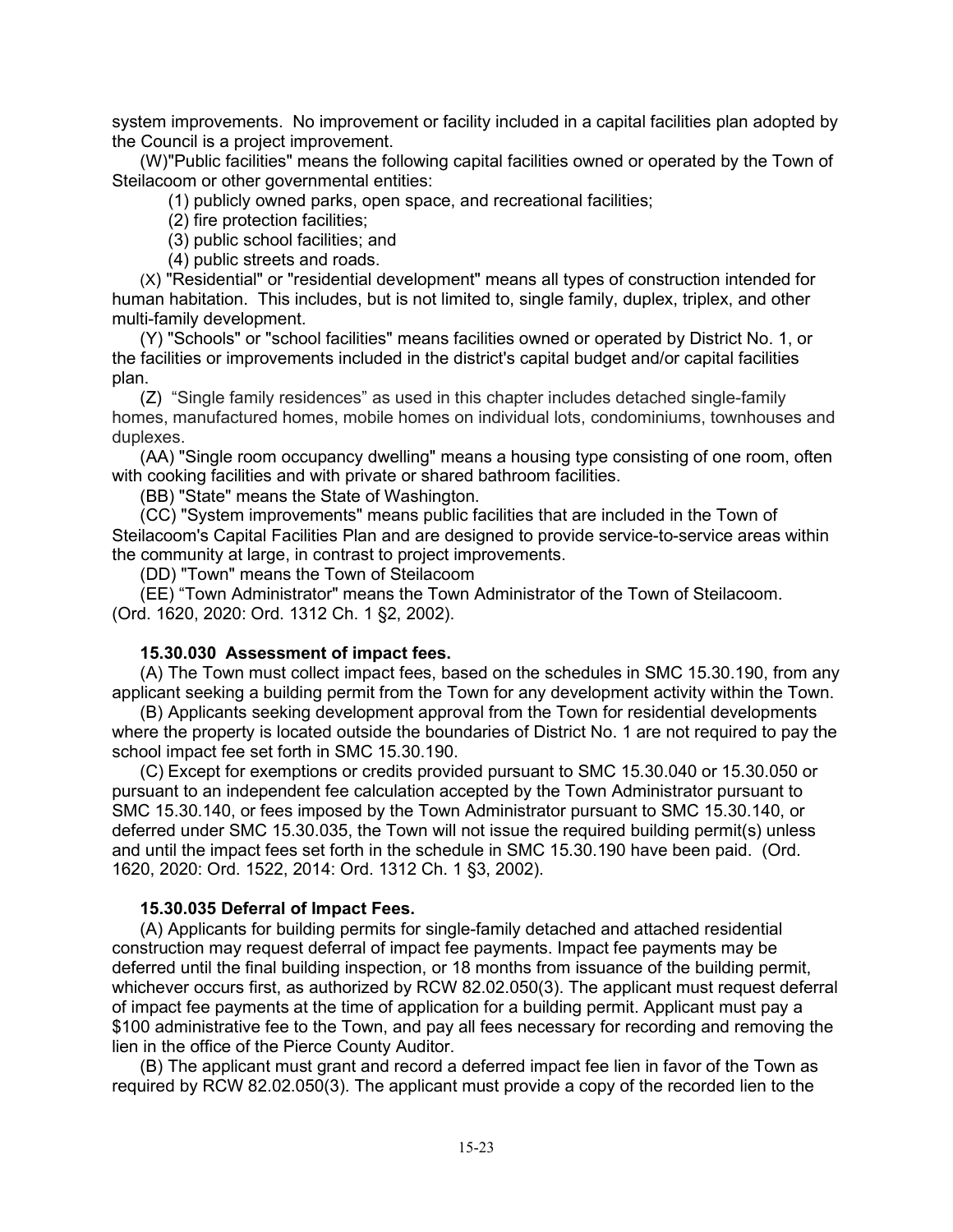system improvements. No improvement or facility included in a capital facilities plan adopted by the Council is a project improvement.

(W)"Public facilities" means the following capital facilities owned or operated by the Town of Steilacoom or other governmental entities:

(1) publicly owned parks, open space, and recreational facilities;

(2) fire protection facilities;

(3) public school facilities; and

(4) public streets and roads.

(X) "Residential" or "residential development" means all types of construction intended for human habitation. This includes, but is not limited to, single family, duplex, triplex, and other multi-family development.

(Y) "Schools" or "school facilities" means facilities owned or operated by District No. 1, or the facilities or improvements included in the district's capital budget and/or capital facilities plan.

(Z) "Single family residences" as used in this chapter includes detached single-family homes, manufactured homes, mobile homes on individual lots, condominiums, townhouses and duplexes.

(AA) "Single room occupancy dwelling" means a housing type consisting of one room, often with cooking facilities and with private or shared bathroom facilities.

(BB) "State" means the State of Washington.

(CC) "System improvements" means public facilities that are included in the Town of Steilacoom's Capital Facilities Plan and are designed to provide service-to-service areas within the community at large, in contrast to project improvements.

(DD) "Town" means the Town of Steilacoom

(EE) "Town Administrator" means the Town Administrator of the Town of Steilacoom.
(Ord. 1620, 2020: Ord. 1312 Ch. 1 §2, 2002).

**15.30.030 Assessment of impact fees.**

(A) The Town must collect impact fees, based on the schedules in SMC 15.30.190, from any applicant seeking a building permit from the Town for any development activity within the Town.

(B) Applicants seeking development approval from the Town for residential developments where the property is located outside the boundaries of District No. 1 are not required to pay the school impact fee set forth in SMC 15.30.190.

(C) Except for exemptions or credits provided pursuant to SMC 15.30.040 or 15.30.050 or pursuant to an independent fee calculation accepted by the Town Administrator pursuant to SMC 15.30.140, or fees imposed by the Town Administrator pursuant to SMC 15.30.140, or deferred under SMC 15.30.035, the Town will not issue the required building permit(s) unless and until the impact fees set forth in the schedule in SMC 15.30.190 have been paid. (Ord. 1620, 2020: Ord. 1522, 2014: Ord. 1312 Ch. 1 §3, 2002).

**15.30.035 Deferral of Impact Fees.**

(A) Applicants for building permits for single-family detached and attached residential construction may request deferral of impact fee payments. Impact fee payments may be deferred until the final building inspection, or 18 months from issuance of the building permit, whichever occurs first, as authorized by RCW 82.02.050(3). The applicant must request deferral of impact fee payments at the time of application for a building permit. Applicant must pay a $100 administrative fee to the Town, and pay all fees necessary for recording and removing the lien in the office of the Pierce County Auditor.

(B) The applicant must grant and record a deferred impact fee lien in favor of the Town as required by RCW 82.02.050(3). The applicant must provide a copy of the recorded lien to the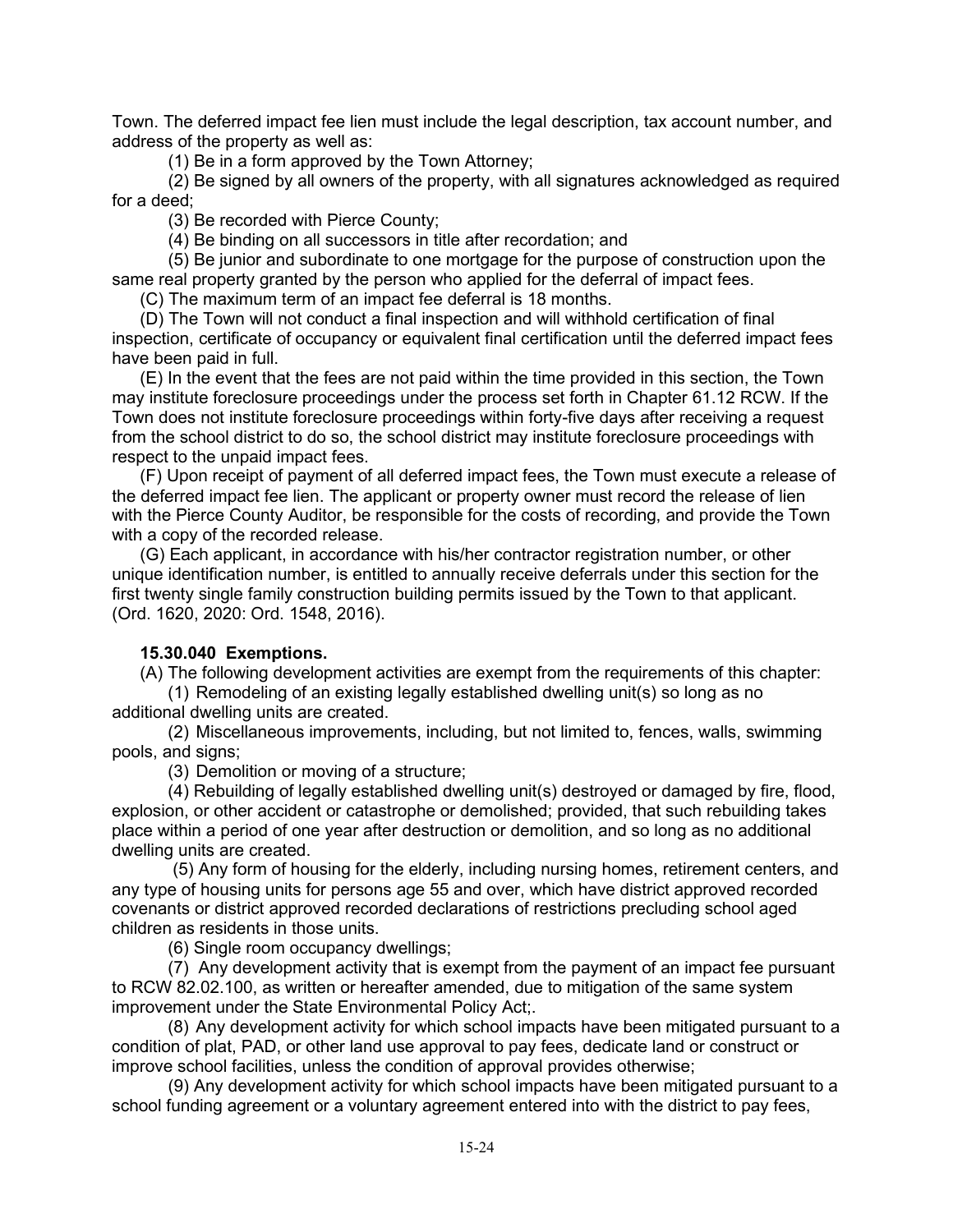Town. The deferred impact fee lien must include the legal description, tax account number, and address of the property as well as:

(1) Be in a form approved by the Town Attorney;

(2) Be signed by all owners of the property, with all signatures acknowledged as required for a deed;

(3) Be recorded with Pierce County;

(4) Be binding on all successors in title after recordation; and

(5) Be junior and subordinate to one mortgage for the purpose of construction upon the same real property granted by the person who applied for the deferral of impact fees.

(C) The maximum term of an impact fee deferral is 18 months.

(D) The Town will not conduct a final inspection and will withhold certification of final inspection, certificate of occupancy or equivalent final certification until the deferred impact fees have been paid in full.

(E) In the event that the fees are not paid within the time provided in this section, the Town may institute foreclosure proceedings under the process set forth in Chapter 61.12 RCW. If the Town does not institute foreclosure proceedings within forty-five days after receiving a request from the school district to do so, the school district may institute foreclosure proceedings with respect to the unpaid impact fees.

(F) Upon receipt of payment of all deferred impact fees, the Town must execute a release of the deferred impact fee lien. The applicant or property owner must record the release of lien with the Pierce County Auditor, be responsible for the costs of recording, and provide the Town with a copy of the recorded release.

(G) Each applicant, in accordance with his/her contractor registration number, or other unique identification number, is entitled to annually receive deferrals under this section for the first twenty single family construction building permits issued by the Town to that applicant. (Ord. 1620, 2020: Ord. 1548, 2016).

**15.30.040 Exemptions.**

(A) The following development activities are exempt from the requirements of this chapter:

(1) Remodeling of an existing legally established dwelling unit(s) so long as no additional dwelling units are created.

(2) Miscellaneous improvements, including, but not limited to, fences, walls, swimming pools, and signs;

(3) Demolition or moving of a structure;

(4) Rebuilding of legally established dwelling unit(s) destroyed or damaged by fire, flood, explosion, or other accident or catastrophe or demolished; provided, that such rebuilding takes place within a period of one year after destruction or demolition, and so long as no additional dwelling units are created.

(5) Any form of housing for the elderly, including nursing homes, retirement centers, and any type of housing units for persons age 55 and over, which have district approved recorded covenants or district approved recorded declarations of restrictions precluding school aged children as residents in those units.

(6) Single room occupancy dwellings;

(7) Any development activity that is exempt from the payment of an impact fee pursuant to RCW 82.02.100, as written or hereafter amended, due to mitigation of the same system improvement under the State Environmental Policy Act;.

(8) Any development activity for which school impacts have been mitigated pursuant to a condition of plat, PAD, or other land use approval to pay fees, dedicate land or construct or improve school facilities, unless the condition of approval provides otherwise;

(9) Any development activity for which school impacts have been mitigated pursuant to a school funding agreement or a voluntary agreement entered into with the district to pay fees,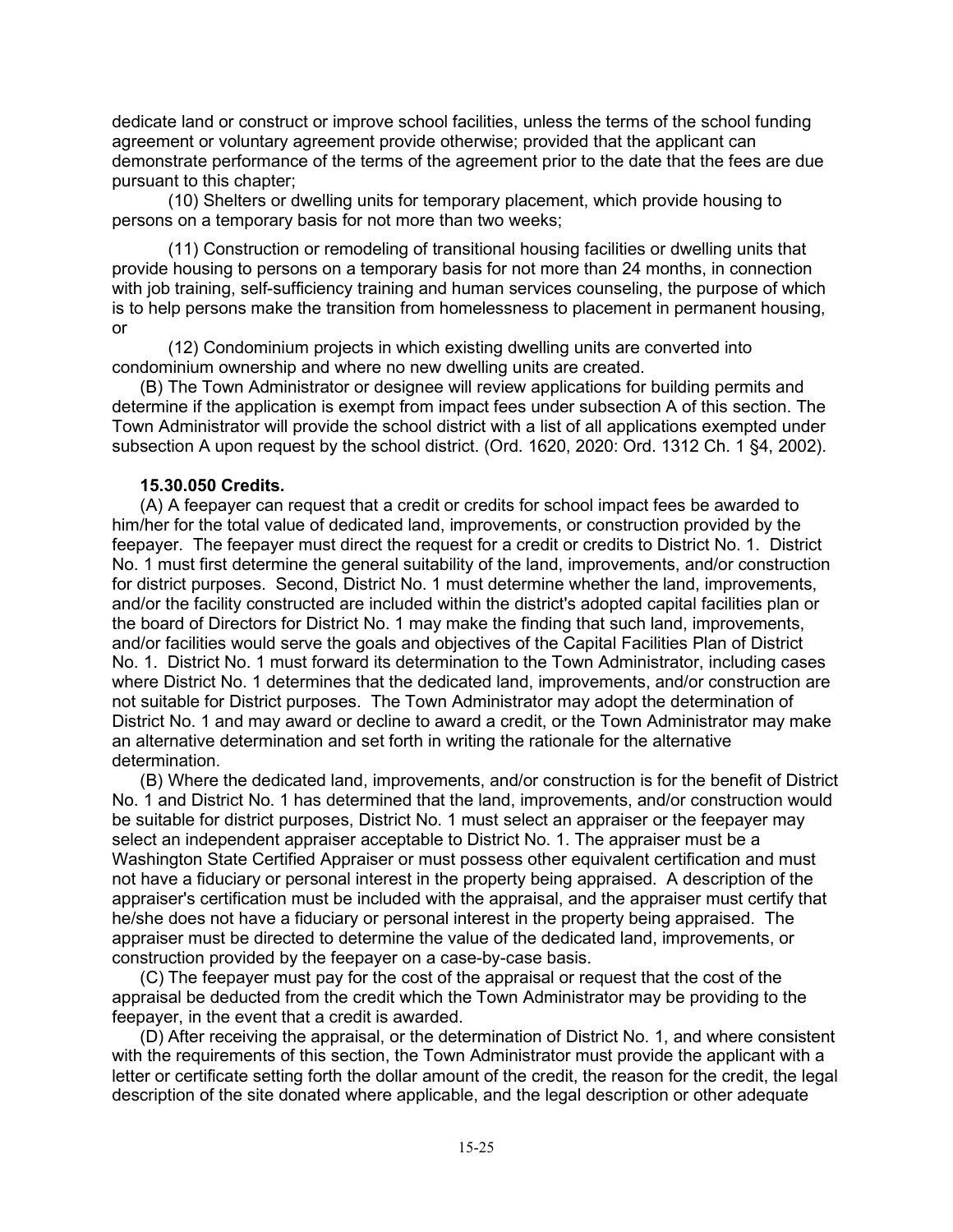dedicate land or construct or improve school facilities, unless the terms of the school funding agreement or voluntary agreement provide otherwise; provided that the applicant can demonstrate performance of the terms of the agreement prior to the date that the fees are due pursuant to this chapter;

(10) Shelters or dwelling units for temporary placement, which provide housing to persons on a temporary basis for not more than two weeks;

(11) Construction or remodeling of transitional housing facilities or dwelling units that provide housing to persons on a temporary basis for not more than 24 months, in connection with job training, self-sufficiency training and human services counseling, the purpose of which is to help persons make the transition from homelessness to placement in permanent housing, or

(12) Condominium projects in which existing dwelling units are converted into condominium ownership and where no new dwelling units are created.

(B) The Town Administrator or designee will review applications for building permits and determine if the application is exempt from impact fees under subsection A of this section. The Town Administrator will provide the school district with a list of all applications exempted under subsection A upon request by the school district. (Ord. 1620, 2020: Ord. 1312 Ch. 1 §4, 2002).

**15.30.050 Credits.**

(A) A feepayer can request that a credit or credits for school impact fees be awarded to him/her for the total value of dedicated land, improvements, or construction provided by the feepayer. The feepayer must direct the request for a credit or credits to District No. 1. District No. 1 must first determine the general suitability of the land, improvements, and/or construction for district purposes. Second, District No. 1 must determine whether the land, improvements, and/or the facility constructed are included within the district's adopted capital facilities plan or the board of Directors for District No. 1 may make the finding that such land, improvements, and/or facilities would serve the goals and objectives of the Capital Facilities Plan of District No. 1. District No. 1 must forward its determination to the Town Administrator, including cases where District No. 1 determines that the dedicated land, improvements, and/or construction are not suitable for District purposes. The Town Administrator may adopt the determination of District No. 1 and may award or decline to award a credit, or the Town Administrator may make an alternative determination and set forth in writing the rationale for the alternative determination.

(B) Where the dedicated land, improvements, and/or construction is for the benefit of District No. 1 and District No. 1 has determined that the land, improvements, and/or construction would be suitable for district purposes, District No. 1 must select an appraiser or the feepayer may select an independent appraiser acceptable to District No. 1. The appraiser must be a Washington State Certified Appraiser or must possess other equivalent certification and must not have a fiduciary or personal interest in the property being appraised. A description of the appraiser's certification must be included with the appraisal, and the appraiser must certify that he/she does not have a fiduciary or personal interest in the property being appraised. The appraiser must be directed to determine the value of the dedicated land, improvements, or construction provided by the feepayer on a case-by-case basis.

(C) The feepayer must pay for the cost of the appraisal or request that the cost of the appraisal be deducted from the credit which the Town Administrator may be providing to the feepayer, in the event that a credit is awarded.

(D) After receiving the appraisal, or the determination of District No. 1, and where consistent with the requirements of this section, the Town Administrator must provide the applicant with a letter or certificate setting forth the dollar amount of the credit, the reason for the credit, the legal description of the site donated where applicable, and the legal description or other adequate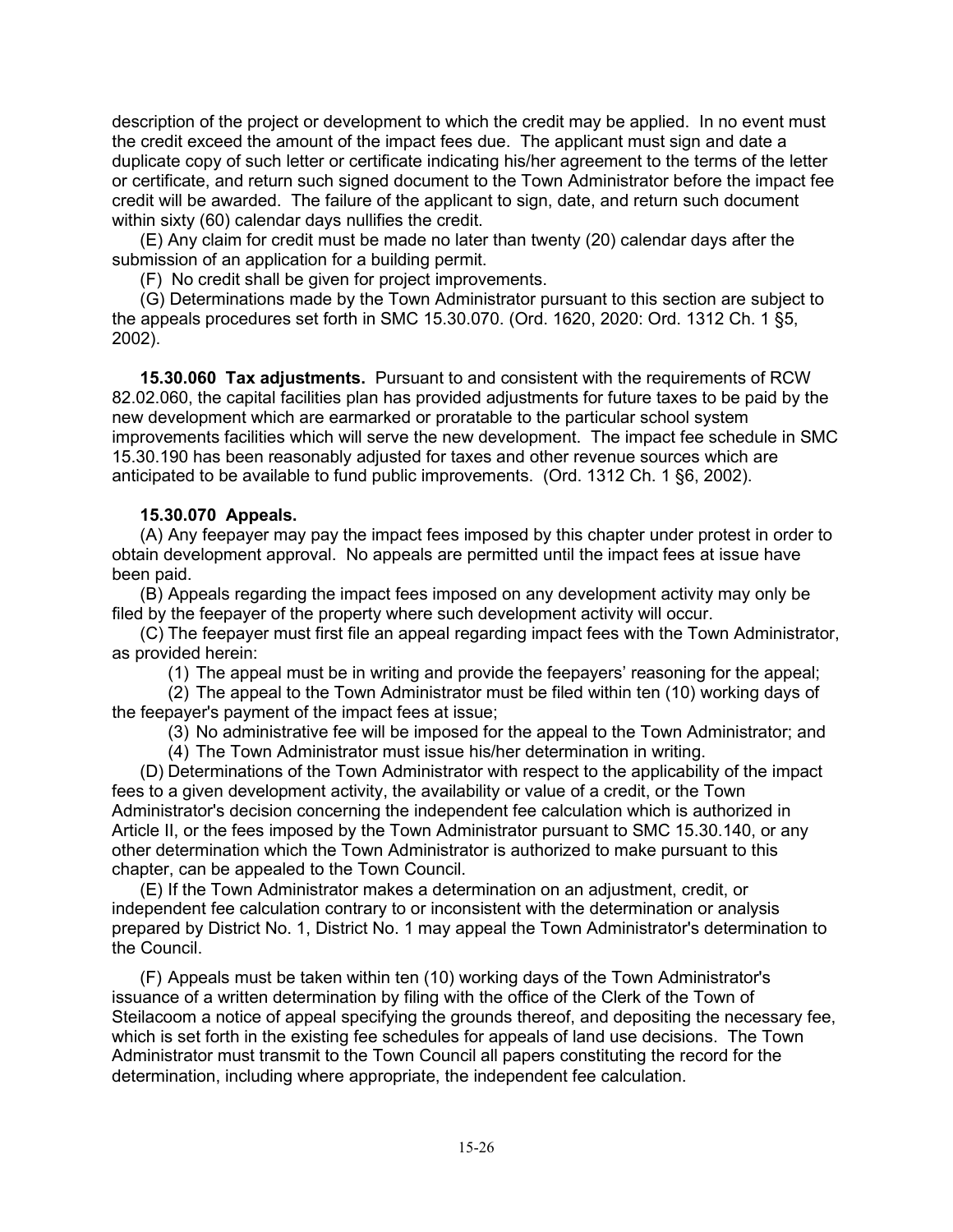description of the project or development to which the credit may be applied. In no event must the credit exceed the amount of the impact fees due. The applicant must sign and date a duplicate copy of such letter or certificate indicating his/her agreement to the terms of the letter or certificate, and return such signed document to the Town Administrator before the impact fee credit will be awarded. The failure of the applicant to sign, date, and return such document within sixty (60) calendar days nullifies the credit.

(E) Any claim for credit must be made no later than twenty (20) calendar days after the submission of an application for a building permit.

(F) No credit shall be given for project improvements.

(G) Determinations made by the Town Administrator pursuant to this section are subject to the appeals procedures set forth in SMC 15.30.070. (Ord. 1620, 2020: Ord. 1312 Ch. 1 §5, 2002).

**15.30.060 Tax adjustments.** Pursuant to and consistent with the requirements of RCW 82.02.060, the capital facilities plan has provided adjustments for future taxes to be paid by the new development which are earmarked or proratable to the particular school system improvements facilities which will serve the new development. The impact fee schedule in SMC 15.30.190 has been reasonably adjusted for taxes and other revenue sources which are anticipated to be available to fund public improvements. (Ord. 1312 Ch. 1 §6, 2002).

**15.30.070 Appeals.**

(A) Any feepayer may pay the impact fees imposed by this chapter under protest in order to obtain development approval. No appeals are permitted until the impact fees at issue have been paid.

(B) Appeals regarding the impact fees imposed on any development activity may only be filed by the feepayer of the property where such development activity will occur.

(C) The feepayer must first file an appeal regarding impact fees with the Town Administrator, as provided herein:

(1) The appeal must be in writing and provide the feepayers' reasoning for the appeal;

(2) The appeal to the Town Administrator must be filed within ten (10) working days of the feepayer's payment of the impact fees at issue;

(3) No administrative fee will be imposed for the appeal to the Town Administrator; and

(4) The Town Administrator must issue his/her determination in writing.

(D) Determinations of the Town Administrator with respect to the applicability of the impact fees to a given development activity, the availability or value of a credit, or the Town Administrator's decision concerning the independent fee calculation which is authorized in Article II, or the fees imposed by the Town Administrator pursuant to SMC 15.30.140, or any other determination which the Town Administrator is authorized to make pursuant to this chapter, can be appealed to the Town Council.

(E) If the Town Administrator makes a determination on an adjustment, credit, or independent fee calculation contrary to or inconsistent with the determination or analysis prepared by District No. 1, District No. 1 may appeal the Town Administrator's determination to the Council.

(F) Appeals must be taken within ten (10) working days of the Town Administrator's issuance of a written determination by filing with the office of the Clerk of the Town of Steilacoom a notice of appeal specifying the grounds thereof, and depositing the necessary fee, which is set forth in the existing fee schedules for appeals of land use decisions. The Town Administrator must transmit to the Town Council all papers constituting the record for the determination, including where appropriate, the independent fee calculation.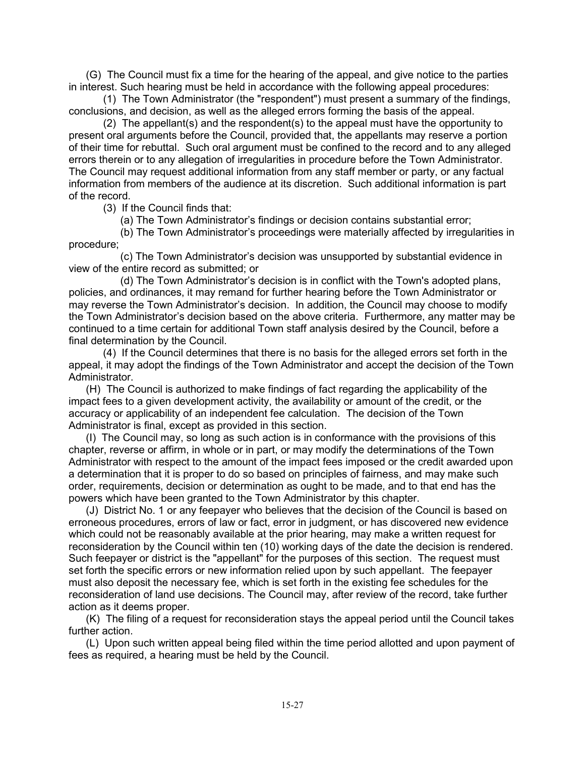(G) The Council must fix a time for the hearing of the appeal, and give notice to the parties in interest. Such hearing must be held in accordance with the following appeal procedures:

(1) The Town Administrator (the "respondent") must present a summary of the findings, conclusions, and decision, as well as the alleged errors forming the basis of the appeal.

(2) The appellant(s) and the respondent(s) to the appeal must have the opportunity to present oral arguments before the Council, provided that, the appellants may reserve a portion of their time for rebuttal. Such oral argument must be confined to the record and to any alleged errors therein or to any allegation of irregularities in procedure before the Town Administrator. The Council may request additional information from any staff member or party, or any factual information from members of the audience at its discretion. Such additional information is part of the record.

(3) If the Council finds that:

(a) The Town Administrator's findings or decision contains substantial error;

(b) The Town Administrator's proceedings were materially affected by irregularities in procedure;

(c) The Town Administrator's decision was unsupported by substantial evidence in view of the entire record as submitted; or

(d) The Town Administrator's decision is in conflict with the Town's adopted plans, policies, and ordinances, it may remand for further hearing before the Town Administrator or may reverse the Town Administrator's decision. In addition, the Council may choose to modify the Town Administrator's decision based on the above criteria. Furthermore, any matter may be continued to a time certain for additional Town staff analysis desired by the Council, before a final determination by the Council.

(4) If the Council determines that there is no basis for the alleged errors set forth in the appeal, it may adopt the findings of the Town Administrator and accept the decision of the Town Administrator.

(H) The Council is authorized to make findings of fact regarding the applicability of the impact fees to a given development activity, the availability or amount of the credit, or the accuracy or applicability of an independent fee calculation. The decision of the Town Administrator is final, except as provided in this section.

(I) The Council may, so long as such action is in conformance with the provisions of this chapter, reverse or affirm, in whole or in part, or may modify the determinations of the Town Administrator with respect to the amount of the impact fees imposed or the credit awarded upon a determination that it is proper to do so based on principles of fairness, and may make such order, requirements, decision or determination as ought to be made, and to that end has the powers which have been granted to the Town Administrator by this chapter.

(J) District No. 1 or any feepayer who believes that the decision of the Council is based on erroneous procedures, errors of law or fact, error in judgment, or has discovered new evidence which could not be reasonably available at the prior hearing, may make a written request for reconsideration by the Council within ten (10) working days of the date the decision is rendered. Such feepayer or district is the "appellant" for the purposes of this section. The request must set forth the specific errors or new information relied upon by such appellant. The feepayer must also deposit the necessary fee, which is set forth in the existing fee schedules for the reconsideration of land use decisions. The Council may, after review of the record, take further action as it deems proper.

(K) The filing of a request for reconsideration stays the appeal period until the Council takes further action.

(L) Upon such written appeal being filed within the time period allotted and upon payment of fees as required, a hearing must be held by the Council.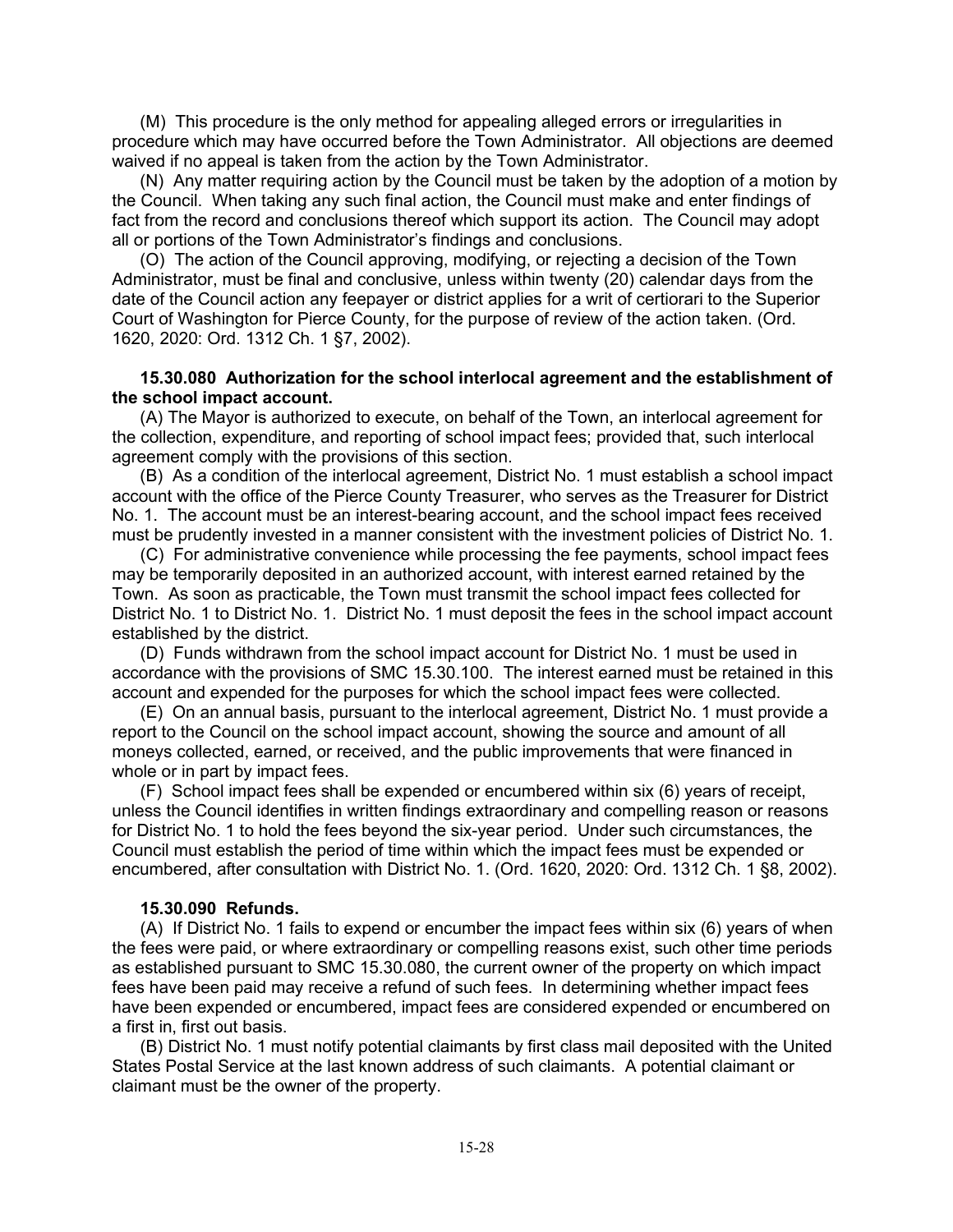(M) This procedure is the only method for appealing alleged errors or irregularities in procedure which may have occurred before the Town Administrator. All objections are deemed waived if no appeal is taken from the action by the Town Administrator.

(N) Any matter requiring action by the Council must be taken by the adoption of a motion by the Council. When taking any such final action, the Council must make and enter findings of fact from the record and conclusions thereof which support its action. The Council may adopt all or portions of the Town Administrator's findings and conclusions.

(O) The action of the Council approving, modifying, or rejecting a decision of the Town Administrator, must be final and conclusive, unless within twenty (20) calendar days from the date of the Council action any feepayer or district applies for a writ of certiorari to the Superior Court of Washington for Pierce County, for the purpose of review of the action taken. (Ord. 1620, 2020: Ord. 1312 Ch. 1 §7, 2002).

**15.30.080 Authorization for the school interlocal agreement and the establishment of the school impact account.**

(A) The Mayor is authorized to execute, on behalf of the Town, an interlocal agreement for the collection, expenditure, and reporting of school impact fees; provided that, such interlocal agreement comply with the provisions of this section.

(B) As a condition of the interlocal agreement, District No. 1 must establish a school impact account with the office of the Pierce County Treasurer, who serves as the Treasurer for District No. 1. The account must be an interest-bearing account, and the school impact fees received must be prudently invested in a manner consistent with the investment policies of District No. 1.

(C) For administrative convenience while processing the fee payments, school impact fees may be temporarily deposited in an authorized account, with interest earned retained by the Town. As soon as practicable, the Town must transmit the school impact fees collected for District No. 1 to District No. 1. District No. 1 must deposit the fees in the school impact account established by the district.

(D) Funds withdrawn from the school impact account for District No. 1 must be used in accordance with the provisions of SMC 15.30.100. The interest earned must be retained in this account and expended for the purposes for which the school impact fees were collected.

(E) On an annual basis, pursuant to the interlocal agreement, District No. 1 must provide a report to the Council on the school impact account, showing the source and amount of all moneys collected, earned, or received, and the public improvements that were financed in whole or in part by impact fees.

(F) School impact fees shall be expended or encumbered within six (6) years of receipt, unless the Council identifies in written findings extraordinary and compelling reason or reasons for District No. 1 to hold the fees beyond the six-year period. Under such circumstances, the Council must establish the period of time within which the impact fees must be expended or encumbered, after consultation with District No. 1. (Ord. 1620, 2020: Ord. 1312 Ch. 1 §8, 2002).

**15.30.090 Refunds.**

(A) If District No. 1 fails to expend or encumber the impact fees within six (6) years of when the fees were paid, or where extraordinary or compelling reasons exist, such other time periods as established pursuant to SMC 15.30.080, the current owner of the property on which impact fees have been paid may receive a refund of such fees. In determining whether impact fees have been expended or encumbered, impact fees are considered expended or encumbered on a first in, first out basis.

(B) District No. 1 must notify potential claimants by first class mail deposited with the United States Postal Service at the last known address of such claimants. A potential claimant or claimant must be the owner of the property.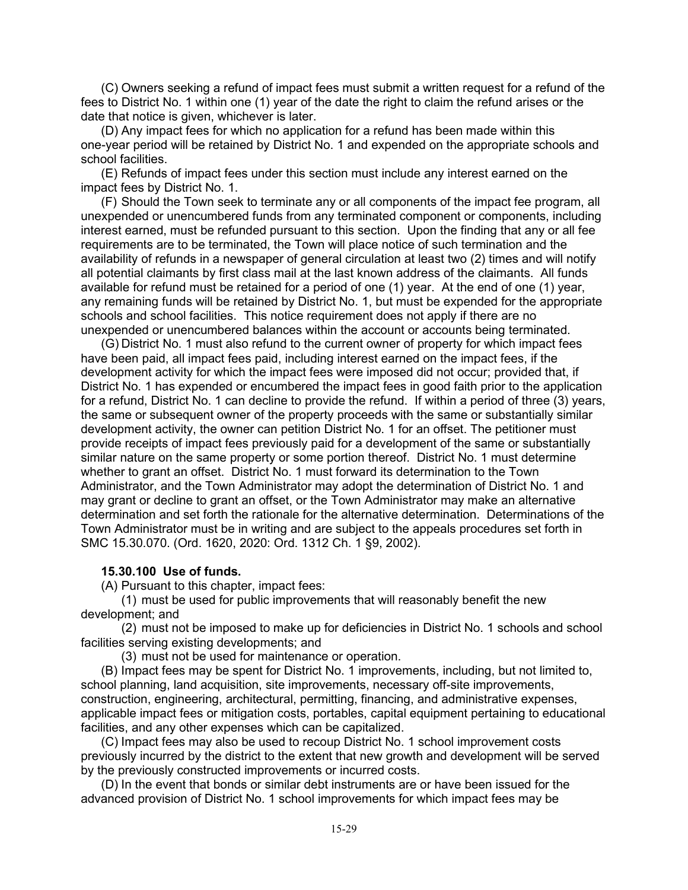(C) Owners seeking a refund of impact fees must submit a written request for a refund of the fees to District No. 1 within one (1) year of the date the right to claim the refund arises or the date that notice is given, whichever is later.

(D) Any impact fees for which no application for a refund has been made within this one-year period will be retained by District No. 1 and expended on the appropriate schools and school facilities.

(E) Refunds of impact fees under this section must include any interest earned on the impact fees by District No. 1.

(F) Should the Town seek to terminate any or all components of the impact fee program, all unexpended or unencumbered funds from any terminated component or components, including interest earned, must be refunded pursuant to this section. Upon the finding that any or all fee requirements are to be terminated, the Town will place notice of such termination and the availability of refunds in a newspaper of general circulation at least two (2) times and will notify all potential claimants by first class mail at the last known address of the claimants. All funds available for refund must be retained for a period of one (1) year. At the end of one (1) year, any remaining funds will be retained by District No. 1, but must be expended for the appropriate schools and school facilities. This notice requirement does not apply if there are no unexpended or unencumbered balances within the account or accounts being terminated.

(G) District No. 1 must also refund to the current owner of property for which impact fees have been paid, all impact fees paid, including interest earned on the impact fees, if the development activity for which the impact fees were imposed did not occur; provided that, if District No. 1 has expended or encumbered the impact fees in good faith prior to the application for a refund, District No. 1 can decline to provide the refund. If within a period of three (3) years, the same or subsequent owner of the property proceeds with the same or substantially similar development activity, the owner can petition District No. 1 for an offset. The petitioner must provide receipts of impact fees previously paid for a development of the same or substantially similar nature on the same property or some portion thereof. District No. 1 must determine whether to grant an offset. District No. 1 must forward its determination to the Town Administrator, and the Town Administrator may adopt the determination of District No. 1 and may grant or decline to grant an offset, or the Town Administrator may make an alternative determination and set forth the rationale for the alternative determination. Determinations of the Town Administrator must be in writing and are subject to the appeals procedures set forth in SMC 15.30.070. (Ord. 1620, 2020: Ord. 1312 Ch. 1 §9, 2002).

**15.30.100 Use of funds.**

(A) Pursuant to this chapter, impact fees:

(1) must be used for public improvements that will reasonably benefit the new development; and

(2) must not be imposed to make up for deficiencies in District No. 1 schools and school facilities serving existing developments; and

(3) must not be used for maintenance or operation.

(B) Impact fees may be spent for District No. 1 improvements, including, but not limited to, school planning, land acquisition, site improvements, necessary off-site improvements, construction, engineering, architectural, permitting, financing, and administrative expenses, applicable impact fees or mitigation costs, portables, capital equipment pertaining to educational facilities, and any other expenses which can be capitalized.

(C) Impact fees may also be used to recoup District No. 1 school improvement costs previously incurred by the district to the extent that new growth and development will be served by the previously constructed improvements or incurred costs.

(D) In the event that bonds or similar debt instruments are or have been issued for the advanced provision of District No. 1 school improvements for which impact fees may be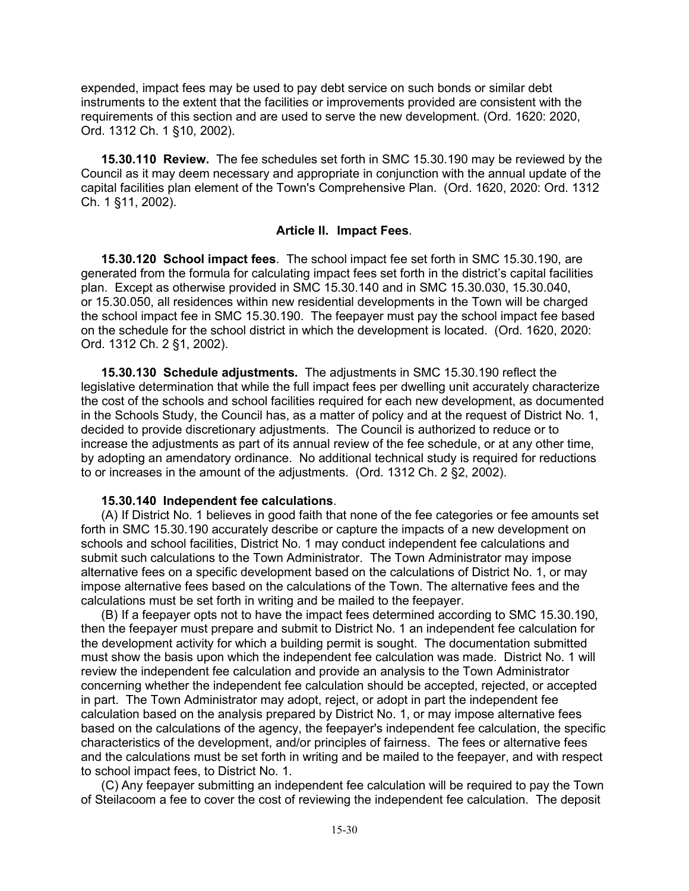expended, impact fees may be used to pay debt service on such bonds or similar debt instruments to the extent that the facilities or improvements provided are consistent with the requirements of this section and are used to serve the new development. (Ord. 1620: 2020, Ord. 1312 Ch. 1 §10, 2002).

**15.30.110 Review.** The fee schedules set forth in SMC 15.30.190 may be reviewed by the Council as it may deem necessary and appropriate in conjunction with the annual update of the capital facilities plan element of the Town's Comprehensive Plan. (Ord. 1620, 2020: Ord. 1312 Ch. 1 §11, 2002).

## Article II. Impact Fees.

**15.30.120 School impact fees**. The school impact fee set forth in SMC 15.30.190, are generated from the formula for calculating impact fees set forth in the district's capital facilities plan. Except as otherwise provided in SMC 15.30.140 and in SMC 15.30.030, 15.30.040, or 15.30.050, all residences within new residential developments in the Town will be charged the school impact fee in SMC 15.30.190. The feepayer must pay the school impact fee based on the schedule for the school district in which the development is located. (Ord. 1620, 2020: Ord. 1312 Ch. 2 §1, 2002).

**15.30.130 Schedule adjustments.** The adjustments in SMC 15.30.190 reflect the legislative determination that while the full impact fees per dwelling unit accurately characterize the cost of the schools and school facilities required for each new development, as documented in the Schools Study, the Council has, as a matter of policy and at the request of District No. 1, decided to provide discretionary adjustments. The Council is authorized to reduce or to increase the adjustments as part of its annual review of the fee schedule, or at any other time, by adopting an amendatory ordinance. No additional technical study is required for reductions to or increases in the amount of the adjustments. (Ord. 1312 Ch. 2 §2, 2002).

**15.30.140 Independent fee calculations**.

(A) If District No. 1 believes in good faith that none of the fee categories or fee amounts set forth in SMC 15.30.190 accurately describe or capture the impacts of a new development on schools and school facilities, District No. 1 may conduct independent fee calculations and submit such calculations to the Town Administrator. The Town Administrator may impose alternative fees on a specific development based on the calculations of District No. 1, or may impose alternative fees based on the calculations of the Town. The alternative fees and the calculations must be set forth in writing and be mailed to the feepayer.

(B) If a feepayer opts not to have the impact fees determined according to SMC 15.30.190, then the feepayer must prepare and submit to District No. 1 an independent fee calculation for the development activity for which a building permit is sought. The documentation submitted must show the basis upon which the independent fee calculation was made. District No. 1 will review the independent fee calculation and provide an analysis to the Town Administrator concerning whether the independent fee calculation should be accepted, rejected, or accepted in part. The Town Administrator may adopt, reject, or adopt in part the independent fee calculation based on the analysis prepared by District No. 1, or may impose alternative fees based on the calculations of the agency, the feepayer's independent fee calculation, the specific characteristics of the development, and/or principles of fairness. The fees or alternative fees and the calculations must be set forth in writing and be mailed to the feepayer, and with respect to school impact fees, to District No. 1.

(C) Any feepayer submitting an independent fee calculation will be required to pay the Town of Steilacoom a fee to cover the cost of reviewing the independent fee calculation. The deposit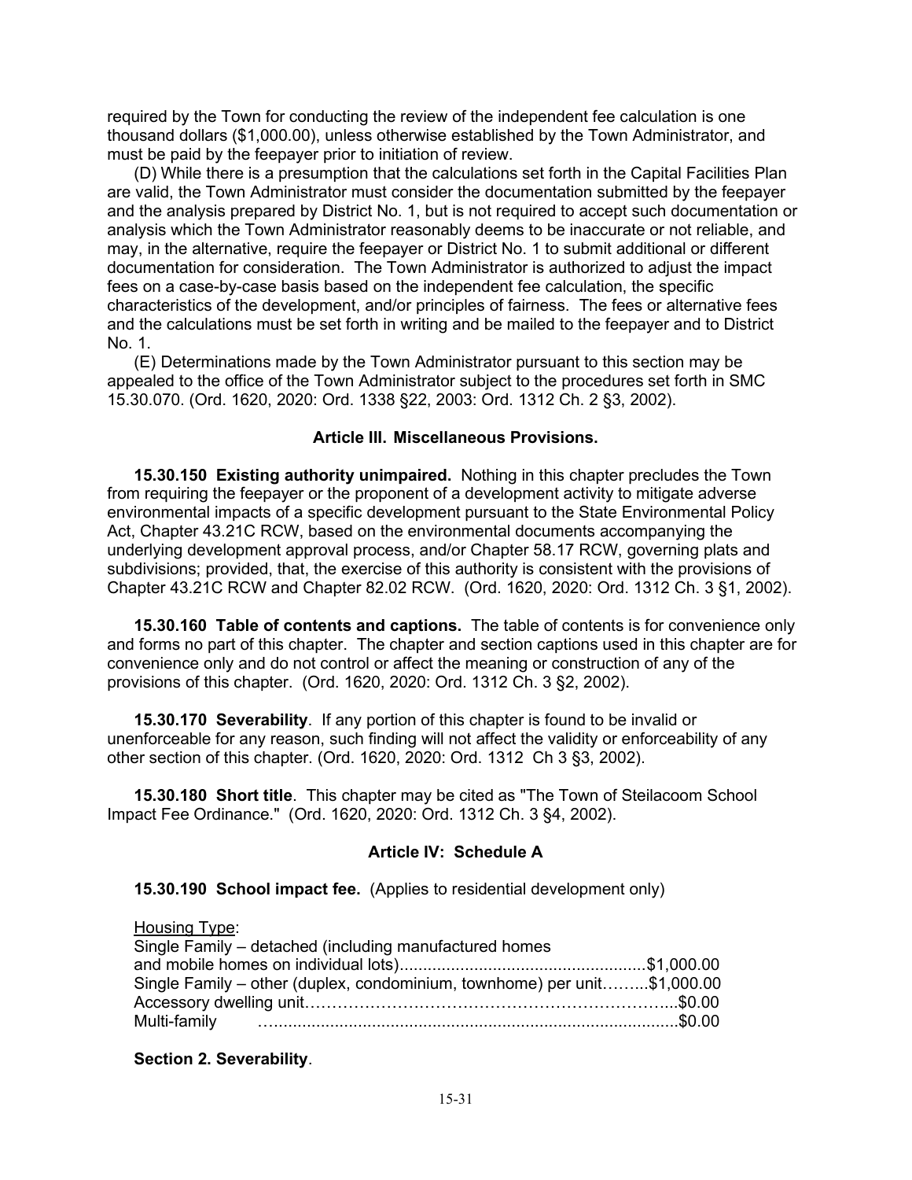required by the Town for conducting the review of the independent fee calculation is one thousand dollars ($1,000.00), unless otherwise established by the Town Administrator, and must be paid by the feepayer prior to initiation of review.

(D) While there is a presumption that the calculations set forth in the Capital Facilities Plan are valid, the Town Administrator must consider the documentation submitted by the feepayer and the analysis prepared by District No. 1, but is not required to accept such documentation or analysis which the Town Administrator reasonably deems to be inaccurate or not reliable, and may, in the alternative, require the feepayer or District No. 1 to submit additional or different documentation for consideration. The Town Administrator is authorized to adjust the impact fees on a case-by-case basis based on the independent fee calculation, the specific characteristics of the development, and/or principles of fairness. The fees or alternative fees and the calculations must be set forth in writing and be mailed to the feepayer and to District No. 1.

(E) Determinations made by the Town Administrator pursuant to this section may be appealed to the office of the Town Administrator subject to the procedures set forth in SMC 15.30.070. (Ord. 1620, 2020: Ord. 1338 §22, 2003: Ord. 1312 Ch. 2 §3, 2002).

### Article III. Miscellaneous Provisions.

**15.30.150 Existing authority unimpaired.** Nothing in this chapter precludes the Town from requiring the feepayer or the proponent of a development activity to mitigate adverse environmental impacts of a specific development pursuant to the State Environmental Policy Act, Chapter 43.21C RCW, based on the environmental documents accompanying the underlying development approval process, and/or Chapter 58.17 RCW, governing plats and subdivisions; provided, that, the exercise of this authority is consistent with the provisions of Chapter 43.21C RCW and Chapter 82.02 RCW. (Ord. 1620, 2020: Ord. 1312 Ch. 3 §1, 2002).

**15.30.160 Table of contents and captions.** The table of contents is for convenience only and forms no part of this chapter. The chapter and section captions used in this chapter are for convenience only and do not control or affect the meaning or construction of any of the provisions of this chapter. (Ord. 1620, 2020: Ord. 1312 Ch. 3 §2, 2002).

**15.30.170 Severability**. If any portion of this chapter is found to be invalid or unenforceable for any reason, such finding will not affect the validity or enforceability of any other section of this chapter. (Ord. 1620, 2020: Ord. 1312 Ch 3 §3, 2002).

**15.30.180 Short title**. This chapter may be cited as "The Town of Steilacoom School Impact Fee Ordinance." (Ord. 1620, 2020: Ord. 1312 Ch. 3 §4, 2002).

### Article IV: Schedule A

**15.30.190 School impact fee.** (Applies to residential development only)

<u>Housing Type</u>:

Single Family – detached (including manufactured homes and mobile homes on individual lots)....................................................$1,000.00
Single Family – other (duplex, condominium, townhome) per unit……...$1,000.00
Accessory dwelling unit…………………………………………………………...$0.00
Multi-family ……...............................................................................$0.00

**Section 2. Severability**.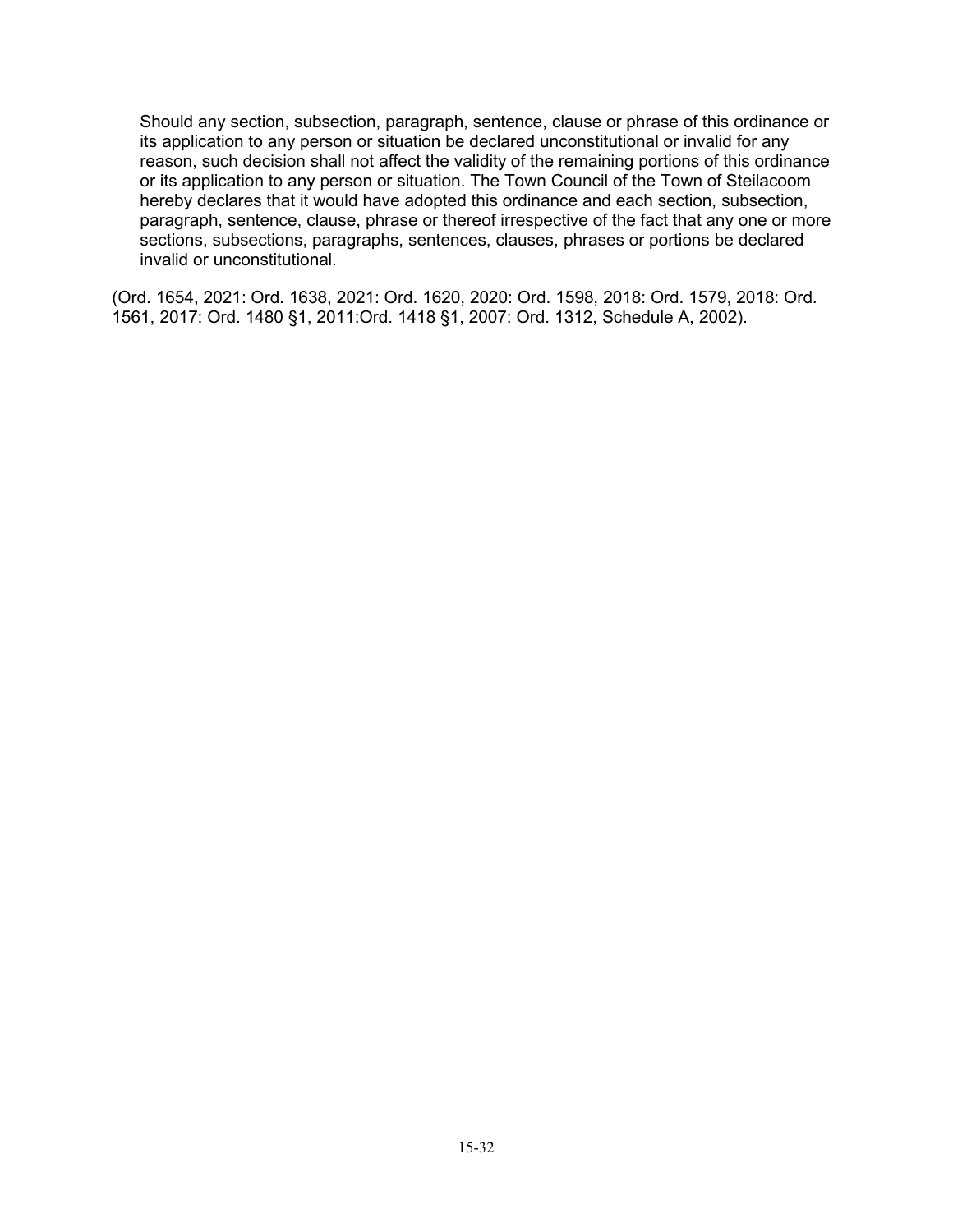Should any section, subsection, paragraph, sentence, clause or phrase of this ordinance or its application to any person or situation be declared unconstitutional or invalid for any reason, such decision shall not affect the validity of the remaining portions of this ordinance or its application to any person or situation. The Town Council of the Town of Steilacoom hereby declares that it would have adopted this ordinance and each section, subsection, paragraph, sentence, clause, phrase or thereof irrespective of the fact that any one or more sections, subsections, paragraphs, sentences, clauses, phrases or portions be declared invalid or unconstitutional.

(Ord. 1654, 2021: Ord. 1638, 2021: Ord. 1620, 2020: Ord. 1598, 2018: Ord. 1579, 2018: Ord. 1561, 2017: Ord. 1480 §1, 2011:Ord. 1418 §1, 2007: Ord. 1312, Schedule A, 2002).